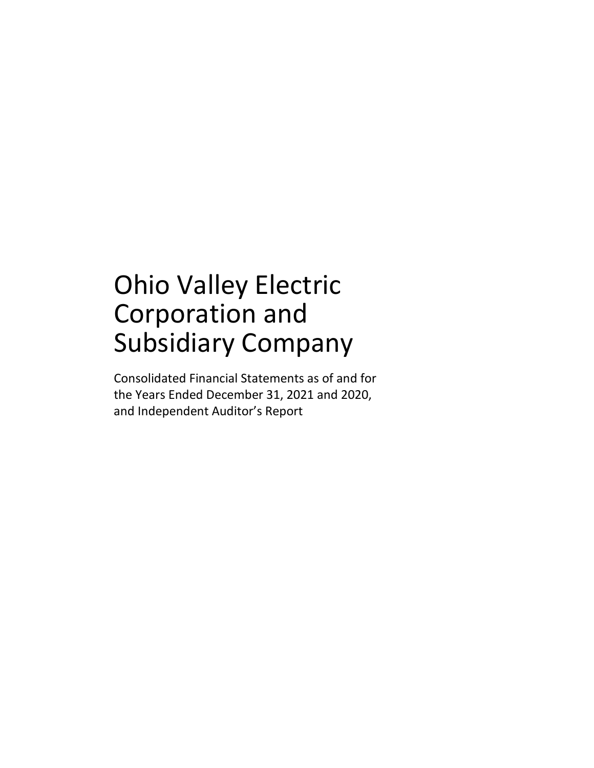# Ohio Valley Electric Corporation and Subsidiary Company

Consolidated Financial Statements as of and for the Years Ended December 31, 2021 and 2020, and Independent Auditor's Report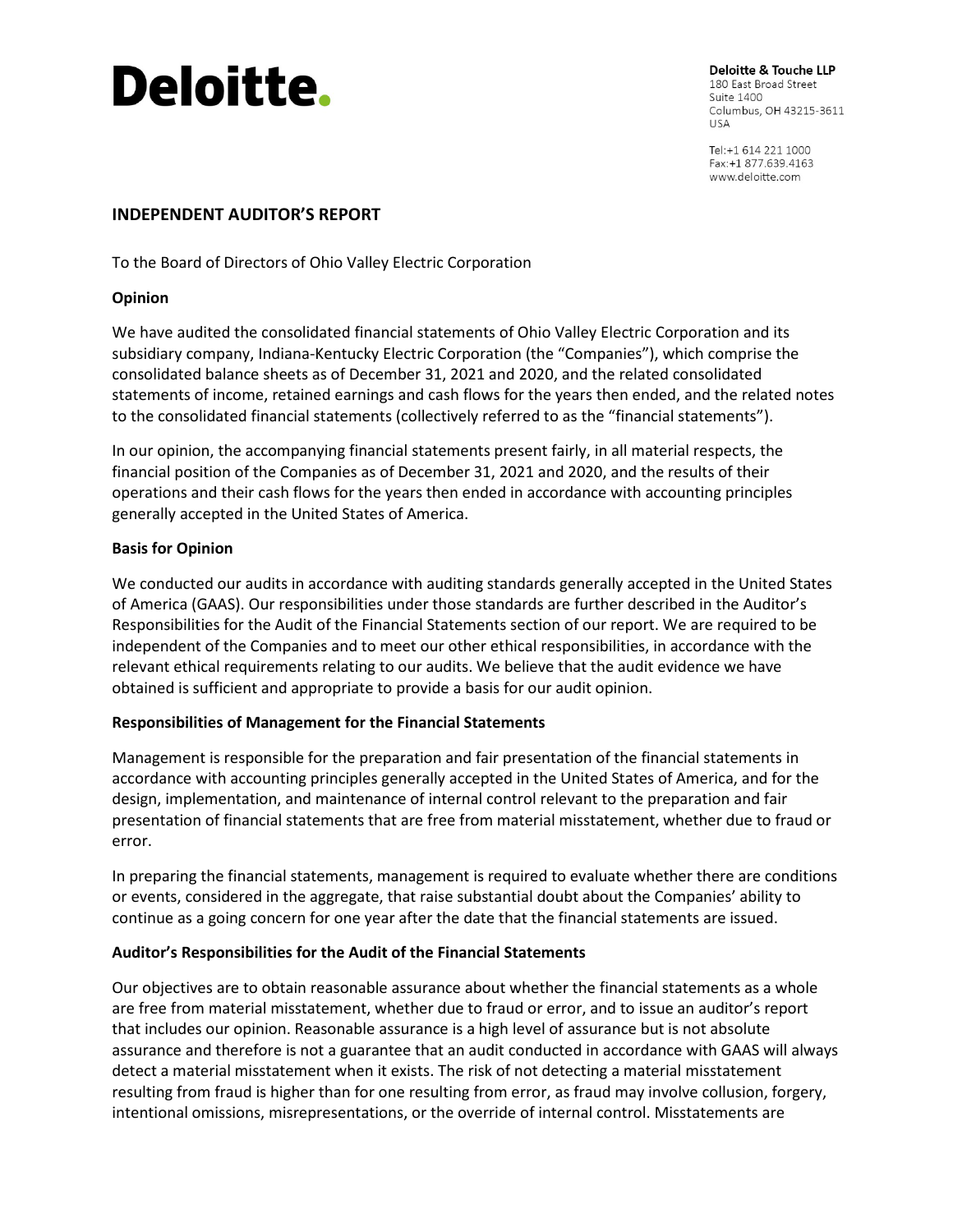# Deloitte.

**Deloitte & Touche LLP**
180 East Broad Street
Suite 1400
Columbus, OH 43215-3611
USA

Tel:+1 614 221 1000
Fax:+1 877.639.4163
www.deloitte.com

## INDEPENDENT AUDITOR'S REPORT

To the Board of Directors of Ohio Valley Electric Corporation

### Opinion

We have audited the consolidated financial statements of Ohio Valley Electric Corporation and its subsidiary company, Indiana-Kentucky Electric Corporation (the "Companies"), which comprise the consolidated balance sheets as of December 31, 2021 and 2020, and the related consolidated statements of income, retained earnings and cash flows for the years then ended, and the related notes to the consolidated financial statements (collectively referred to as the "financial statements").

In our opinion, the accompanying financial statements present fairly, in all material respects, the financial position of the Companies as of December 31, 2021 and 2020, and the results of their operations and their cash flows for the years then ended in accordance with accounting principles generally accepted in the United States of America.

### Basis for Opinion

We conducted our audits in accordance with auditing standards generally accepted in the United States of America (GAAS). Our responsibilities under those standards are further described in the Auditor's Responsibilities for the Audit of the Financial Statements section of our report. We are required to be independent of the Companies and to meet our other ethical responsibilities, in accordance with the relevant ethical requirements relating to our audits. We believe that the audit evidence we have obtained is sufficient and appropriate to provide a basis for our audit opinion.

### Responsibilities of Management for the Financial Statements

Management is responsible for the preparation and fair presentation of the financial statements in accordance with accounting principles generally accepted in the United States of America, and for the design, implementation, and maintenance of internal control relevant to the preparation and fair presentation of financial statements that are free from material misstatement, whether due to fraud or error.

In preparing the financial statements, management is required to evaluate whether there are conditions or events, considered in the aggregate, that raise substantial doubt about the Companies' ability to continue as a going concern for one year after the date that the financial statements are issued.

### Auditor's Responsibilities for the Audit of the Financial Statements

Our objectives are to obtain reasonable assurance about whether the financial statements as a whole are free from material misstatement, whether due to fraud or error, and to issue an auditor's report that includes our opinion. Reasonable assurance is a high level of assurance but is not absolute assurance and therefore is not a guarantee that an audit conducted in accordance with GAAS will always detect a material misstatement when it exists. The risk of not detecting a material misstatement resulting from fraud is higher than for one resulting from error, as fraud may involve collusion, forgery, intentional omissions, misrepresentations, or the override of internal control. Misstatements are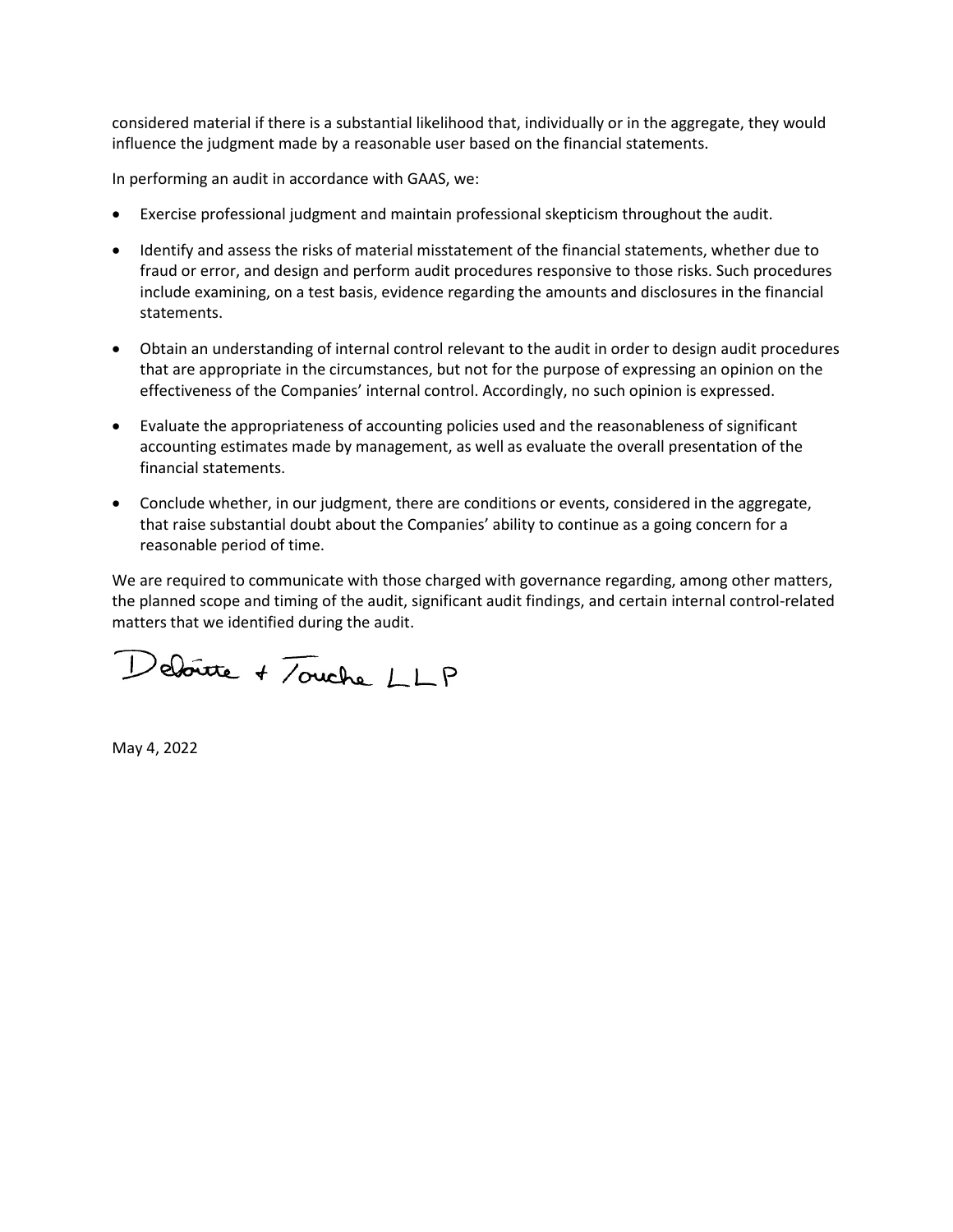considered material if there is a substantial likelihood that, individually or in the aggregate, they would influence the judgment made by a reasonable user based on the financial statements.

In performing an audit in accordance with GAAS, we:

- Exercise professional judgment and maintain professional skepticism throughout the audit.
- Identify and assess the risks of material misstatement of the financial statements, whether due to fraud or error, and design and perform audit procedures responsive to those risks. Such procedures include examining, on a test basis, evidence regarding the amounts and disclosures in the financial statements.
- Obtain an understanding of internal control relevant to the audit in order to design audit procedures that are appropriate in the circumstances, but not for the purpose of expressing an opinion on the effectiveness of the Companies' internal control. Accordingly, no such opinion is expressed.
- Evaluate the appropriateness of accounting policies used and the reasonableness of significant accounting estimates made by management, as well as evaluate the overall presentation of the financial statements.
- Conclude whether, in our judgment, there are conditions or events, considered in the aggregate, that raise substantial doubt about the Companies' ability to continue as a going concern for a reasonable period of time.

We are required to communicate with those charged with governance regarding, among other matters, the planned scope and timing of the audit, significant audit findings, and certain internal control-related matters that we identified during the audit.

Deloitte & Touche LLP

May 4, 2022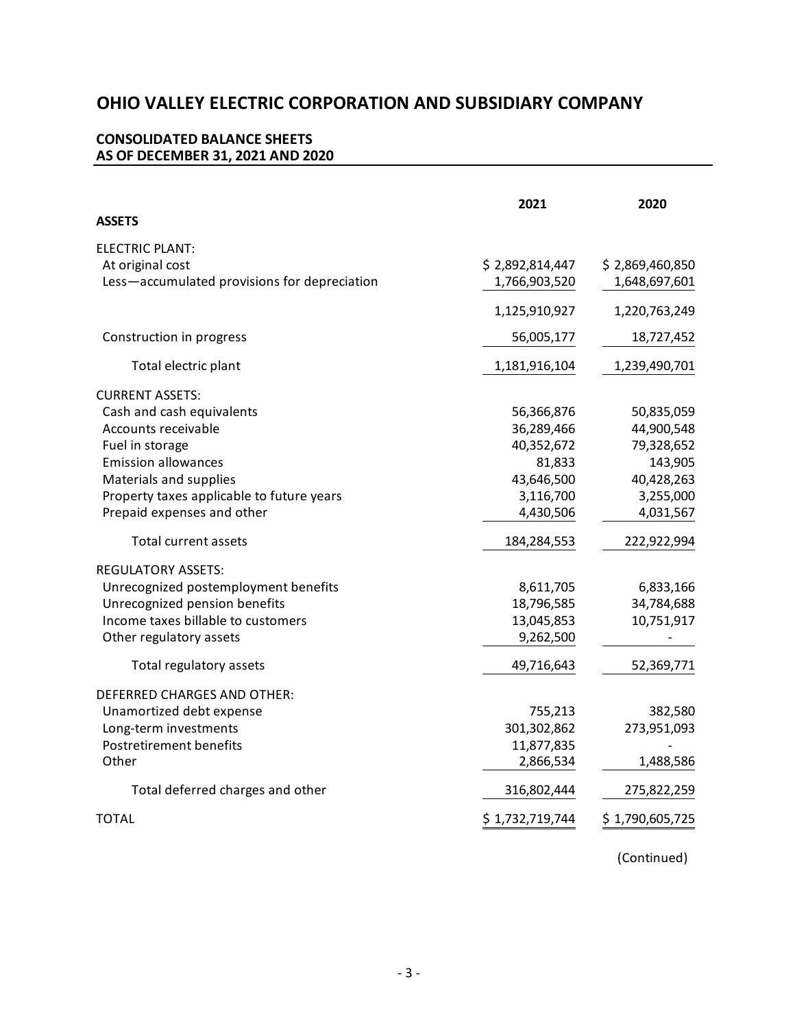# OHIO VALLEY ELECTRIC CORPORATION AND SUBSIDIARY COMPANY

## CONSOLIDATED BALANCE SHEETS AS OF DECEMBER 31, 2021 AND 2020

| | 2021 | 2020 |
|---|---|---|
| **ASSETS** | | |
| ELECTRIC PLANT: | | |
| At original cost | $ 2,892,814,447 | $ 2,869,460,850 |
| Less—accumulated provisions for depreciation | 1,766,903,520 | 1,648,697,601 |
| | 1,125,910,927 | 1,220,763,249 |
| Construction in progress | 56,005,177 | 18,727,452 |
| Total electric plant | 1,181,916,104 | 1,239,490,701 |
| CURRENT ASSETS: | | |
| Cash and cash equivalents | 56,366,876 | 50,835,059 |
| Accounts receivable | 36,289,466 | 44,900,548 |
| Fuel in storage | 40,352,672 | 79,328,652 |
| Emission allowances | 81,833 | 143,905 |
| Materials and supplies | 43,646,500 | 40,428,263 |
| Property taxes applicable to future years | 3,116,700 | 3,255,000 |
| Prepaid expenses and other | 4,430,506 | 4,031,567 |
| Total current assets | 184,284,553 | 222,922,994 |
| REGULATORY ASSETS: | | |
| Unrecognized postemployment benefits | 8,611,705 | 6,833,166 |
| Unrecognized pension benefits | 18,796,585 | 34,784,688 |
| Income taxes billable to customers | 13,045,853 | 10,751,917 |
| Other regulatory assets | 9,262,500 | - |
| Total regulatory assets | 49,716,643 | 52,369,771 |
| DEFERRED CHARGES AND OTHER: | | |
| Unamortized debt expense | 755,213 | 382,580 |
| Long-term investments | 301,302,862 | 273,951,093 |
| Postretirement benefits | 11,877,835 | - |
| Other | 2,866,534 | 1,488,586 |
| Total deferred charges and other | 316,802,444 | 275,822,259 |
| TOTAL | $ 1,732,719,744 | $ 1,790,605,725 |

(Continued)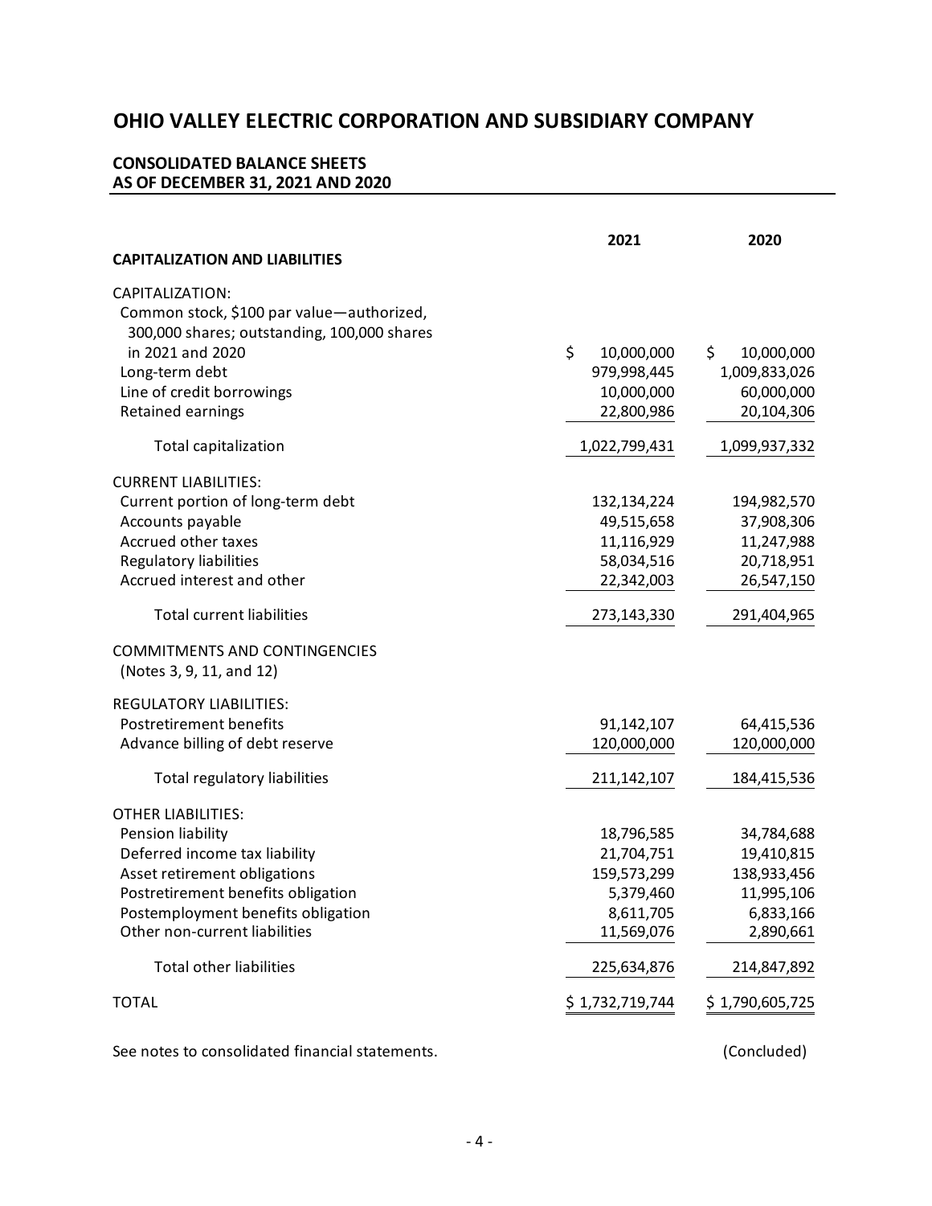# OHIO VALLEY ELECTRIC CORPORATION AND SUBSIDIARY COMPANY

## CONSOLIDATED BALANCE SHEETS AS OF DECEMBER 31, 2021 AND 2020

| CAPITALIZATION AND LIABILITIES | 2021 | 2020 |
|---|---|---|
| CAPITALIZATION: | | |
| Common stock, $100 par value—authorized, 300,000 shares; outstanding, 100,000 shares in 2021 and 2020 | $ 10,000,000 | $ 10,000,000 |
| Long-term debt | 979,998,445 | 1,009,833,026 |
| Line of credit borrowings | 10,000,000 | 60,000,000 |
| Retained earnings | 22,800,986 | 20,104,306 |
| Total capitalization | 1,022,799,431 | 1,099,937,332 |
| CURRENT LIABILITIES: | | |
| Current portion of long-term debt | 132,134,224 | 194,982,570 |
| Accounts payable | 49,515,658 | 37,908,306 |
| Accrued other taxes | 11,116,929 | 11,247,988 |
| Regulatory liabilities | 58,034,516 | 20,718,951 |
| Accrued interest and other | 22,342,003 | 26,547,150 |
| Total current liabilities | 273,143,330 | 291,404,965 |
| COMMITMENTS AND CONTINGENCIES (Notes 3, 9, 11, and 12) | | |
| REGULATORY LIABILITIES: | | |
| Postretirement benefits | 91,142,107 | 64,415,536 |
| Advance billing of debt reserve | 120,000,000 | 120,000,000 |
| Total regulatory liabilities | 211,142,107 | 184,415,536 |
| OTHER LIABILITIES: | | |
| Pension liability | 18,796,585 | 34,784,688 |
| Deferred income tax liability | 21,704,751 | 19,410,815 |
| Asset retirement obligations | 159,573,299 | 138,933,456 |
| Postretirement benefits obligation | 5,379,460 | 11,995,106 |
| Postemployment benefits obligation | 8,611,705 | 6,833,166 |
| Other non-current liabilities | 11,569,076 | 2,890,661 |
| Total other liabilities | 225,634,876 | 214,847,892 |
| TOTAL | $ 1,732,719,744 | $ 1,790,605,725 |

See notes to consolidated financial statements.

(Concluded)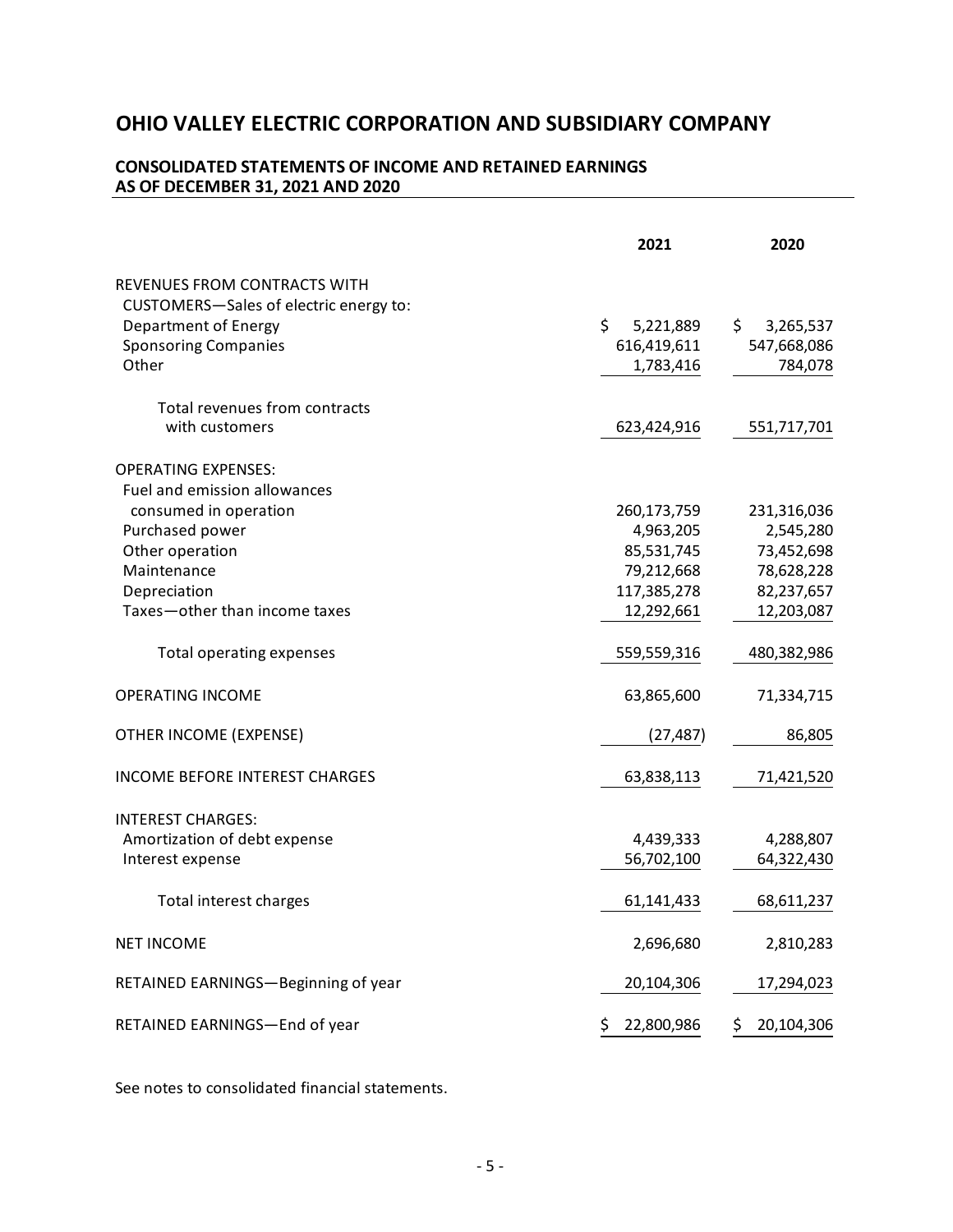# OHIO VALLEY ELECTRIC CORPORATION AND SUBSIDIARY COMPANY

## CONSOLIDATED STATEMENTS OF INCOME AND RETAINED EARNINGS AS OF DECEMBER 31, 2021 AND 2020

| | 2021 | 2020 |
|---|---|---|
| REVENUES FROM CONTRACTS WITH CUSTOMERS—Sales of electric energy to: | | |
| Department of Energy | $ 5,221,889 | $ 3,265,537 |
| Sponsoring Companies | 616,419,611 | 547,668,086 |
| Other | 1,783,416 | 784,078 |
| Total revenues from contracts with customers | 623,424,916 | 551,717,701 |
| OPERATING EXPENSES: | | |
| Fuel and emission allowances consumed in operation | 260,173,759 | 231,316,036 |
| Purchased power | 4,963,205 | 2,545,280 |
| Other operation | 85,531,745 | 73,452,698 |
| Maintenance | 79,212,668 | 78,628,228 |
| Depreciation | 117,385,278 | 82,237,657 |
| Taxes—other than income taxes | 12,292,661 | 12,203,087 |
| Total operating expenses | 559,559,316 | 480,382,986 |
| OPERATING INCOME | 63,865,600 | 71,334,715 |
| OTHER INCOME (EXPENSE) | (27,487) | 86,805 |
| INCOME BEFORE INTEREST CHARGES | 63,838,113 | 71,421,520 |
| INTEREST CHARGES: | | |
| Amortization of debt expense | 4,439,333 | 4,288,807 |
| Interest expense | 56,702,100 | 64,322,430 |
| Total interest charges | 61,141,433 | 68,611,237 |
| NET INCOME | 2,696,680 | 2,810,283 |
| RETAINED EARNINGS—Beginning of year | 20,104,306 | 17,294,023 |
| RETAINED EARNINGS—End of year | $ 22,800,986 | $ 20,104,306 |

See notes to consolidated financial statements.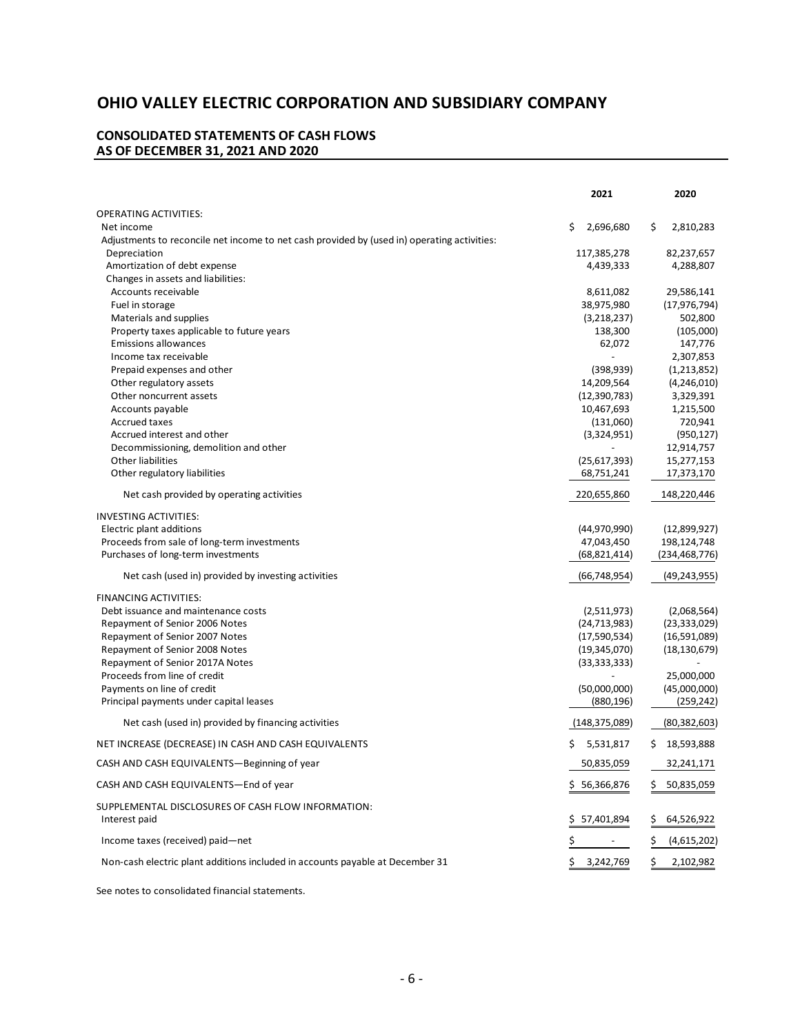# OHIO VALLEY ELECTRIC CORPORATION AND SUBSIDIARY COMPANY

## CONSOLIDATED STATEMENTS OF CASH FLOWS AS OF DECEMBER 31, 2021 AND 2020

| | 2021 | 2020 |
|---|---|---|
| OPERATING ACTIVITIES: | | |
| Net income | $ 2,696,680 | $ 2,810,283 |
| Adjustments to reconcile net income to net cash provided by (used in) operating activities: | | |
| Depreciation | 117,385,278 | 82,237,657 |
| Amortization of debt expense | 4,439,333 | 4,288,807 |
| Changes in assets and liabilities: | | |
| Accounts receivable | 8,611,082 | 29,586,141 |
| Fuel in storage | 38,975,980 | (17,976,794) |
| Materials and supplies | (3,218,237) | 502,800 |
| Property taxes applicable to future years | 138,300 | (105,000) |
| Emissions allowances | 62,072 | 147,776 |
| Income tax receivable | - | 2,307,853 |
| Prepaid expenses and other | (398,939) | (1,213,852) |
| Other regulatory assets | 14,209,564 | (4,246,010) |
| Other noncurrent assets | (12,390,783) | 3,329,391 |
| Accounts payable | 10,467,693 | 1,215,500 |
| Accrued taxes | (131,060) | 720,941 |
| Accrued interest and other | (3,324,951) | (950,127) |
| Decommissioning, demolition and other | - | 12,914,757 |
| Other liabilities | (25,617,393) | 15,277,153 |
| Other regulatory liabilities | 68,751,241 | 17,373,170 |
| Net cash provided by operating activities | 220,655,860 | 148,220,446 |
| INVESTING ACTIVITIES: | | |
| Electric plant additions | (44,970,990) | (12,899,927) |
| Proceeds from sale of long-term investments | 47,043,450 | 198,124,748 |
| Purchases of long-term investments | (68,821,414) | (234,468,776) |
| Net cash (used in) provided by investing activities | (66,748,954) | (49,243,955) |
| FINANCING ACTIVITIES: | | |
| Debt issuance and maintenance costs | (2,511,973) | (2,068,564) |
| Repayment of Senior 2006 Notes | (24,713,983) | (23,333,029) |
| Repayment of Senior 2007 Notes | (17,590,534) | (16,591,089) |
| Repayment of Senior 2008 Notes | (19,345,070) | (18,130,679) |
| Repayment of Senior 2017A Notes | (33,333,333) | - |
| Proceeds from line of credit | - | 25,000,000 |
| Payments on line of credit | (50,000,000) | (45,000,000) |
| Principal payments under capital leases | (880,196) | (259,242) |
| Net cash (used in) provided by financing activities | (148,375,089) | (80,382,603) |
| NET INCREASE (DECREASE) IN CASH AND CASH EQUIVALENTS | $ 5,531,817 | $ 18,593,888 |
| CASH AND CASH EQUIVALENTS—Beginning of year | 50,835,059 | 32,241,171 |
| CASH AND CASH EQUIVALENTS—End of year | $ 56,366,876 | $ 50,835,059 |
| SUPPLEMENTAL DISCLOSURES OF CASH FLOW INFORMATION: | | |
| Interest paid | $ 57,401,894 | $ 64,526,922 |
| Income taxes (received) paid—net | $ - | $ (4,615,202) |
| Non-cash electric plant additions included in accounts payable at December 31 | $ 3,242,769 | $ 2,102,982 |

See notes to consolidated financial statements.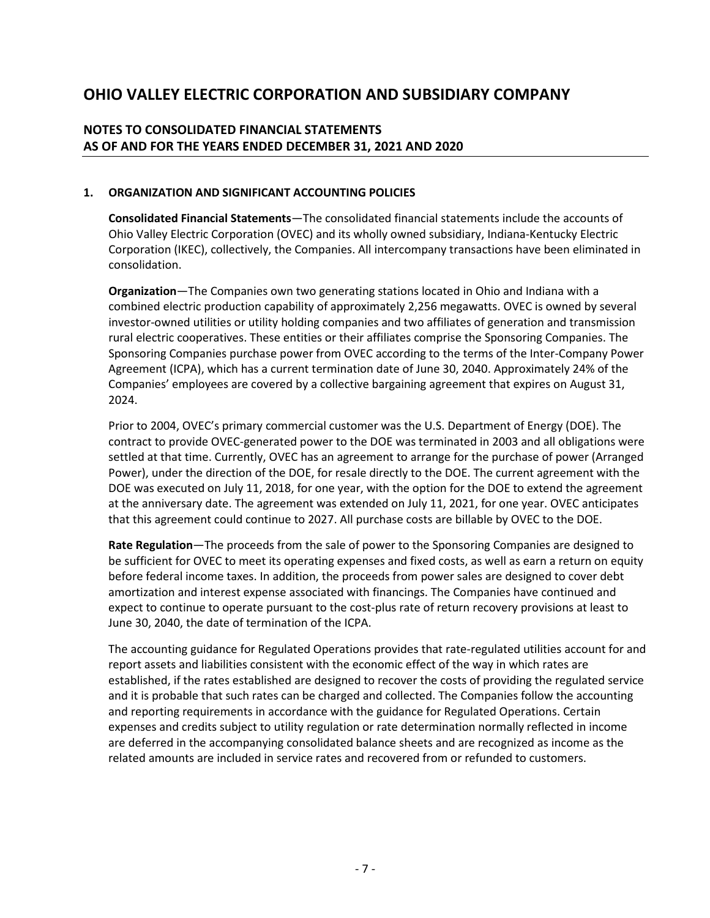# OHIO VALLEY ELECTRIC CORPORATION AND SUBSIDIARY COMPANY

## NOTES TO CONSOLIDATED FINANCIAL STATEMENTS AS OF AND FOR THE YEARS ENDED DECEMBER 31, 2021 AND 2020

### 1. ORGANIZATION AND SIGNIFICANT ACCOUNTING POLICIES

**Consolidated Financial Statements**—The consolidated financial statements include the accounts of Ohio Valley Electric Corporation (OVEC) and its wholly owned subsidiary, Indiana-Kentucky Electric Corporation (IKEC), collectively, the Companies. All intercompany transactions have been eliminated in consolidation.

**Organization**—The Companies own two generating stations located in Ohio and Indiana with a combined electric production capability of approximately 2,256 megawatts. OVEC is owned by several investor-owned utilities or utility holding companies and two affiliates of generation and transmission rural electric cooperatives. These entities or their affiliates comprise the Sponsoring Companies. The Sponsoring Companies purchase power from OVEC according to the terms of the Inter-Company Power Agreement (ICPA), which has a current termination date of June 30, 2040. Approximately 24% of the Companies' employees are covered by a collective bargaining agreement that expires on August 31, 2024.

Prior to 2004, OVEC's primary commercial customer was the U.S. Department of Energy (DOE). The contract to provide OVEC-generated power to the DOE was terminated in 2003 and all obligations were settled at that time. Currently, OVEC has an agreement to arrange for the purchase of power (Arranged Power), under the direction of the DOE, for resale directly to the DOE. The current agreement with the DOE was executed on July 11, 2018, for one year, with the option for the DOE to extend the agreement at the anniversary date. The agreement was extended on July 11, 2021, for one year. OVEC anticipates that this agreement could continue to 2027. All purchase costs are billable by OVEC to the DOE.

**Rate Regulation**—The proceeds from the sale of power to the Sponsoring Companies are designed to be sufficient for OVEC to meet its operating expenses and fixed costs, as well as earn a return on equity before federal income taxes. In addition, the proceeds from power sales are designed to cover debt amortization and interest expense associated with financings. The Companies have continued and expect to continue to operate pursuant to the cost-plus rate of return recovery provisions at least to June 30, 2040, the date of termination of the ICPA.

The accounting guidance for Regulated Operations provides that rate-regulated utilities account for and report assets and liabilities consistent with the economic effect of the way in which rates are established, if the rates established are designed to recover the costs of providing the regulated service and it is probable that such rates can be charged and collected. The Companies follow the accounting and reporting requirements in accordance with the guidance for Regulated Operations. Certain expenses and credits subject to utility regulation or rate determination normally reflected in income are deferred in the accompanying consolidated balance sheets and are recognized as income as the related amounts are included in service rates and recovered from or refunded to customers.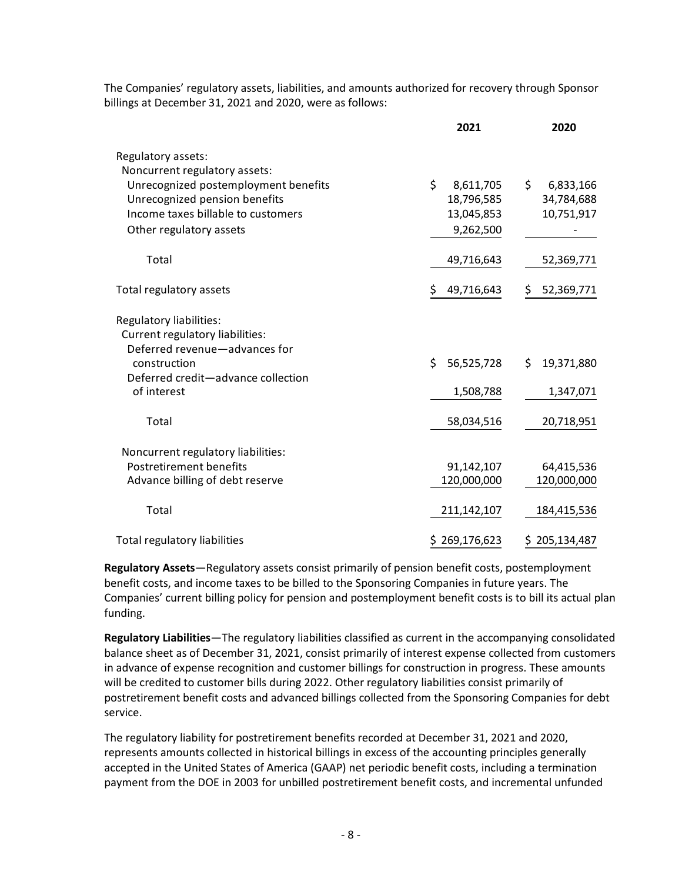The Companies' regulatory assets, liabilities, and amounts authorized for recovery through Sponsor billings at December 31, 2021 and 2020, were as follows:

| | 2021 | 2020 |
|---|---|---|
| Regulatory assets: | | |
| Noncurrent regulatory assets: | | |
| Unrecognized postemployment benefits | $ 8,611,705 | $ 6,833,166 |
| Unrecognized pension benefits | 18,796,585 | 34,784,688 |
| Income taxes billable to customers | 13,045,853 | 10,751,917 |
| Other regulatory assets | 9,262,500 | - |
| Total | 49,716,643 | 52,369,771 |
| Total regulatory assets | $ 49,716,643 | $ 52,369,771 |
| Regulatory liabilities: | | |
| Current regulatory liabilities: | | |
| Deferred revenue—advances for construction | $ 56,525,728 | $ 19,371,880 |
| Deferred credit—advance collection of interest | 1,508,788 | 1,347,071 |
| Total | 58,034,516 | 20,718,951 |
| Noncurrent regulatory liabilities: | | |
| Postretirement benefits | 91,142,107 | 64,415,536 |
| Advance billing of debt reserve | 120,000,000 | 120,000,000 |
| Total | 211,142,107 | 184,415,536 |
| Total regulatory liabilities | $ 269,176,623 | $ 205,134,487 |

**Regulatory Assets**—Regulatory assets consist primarily of pension benefit costs, postemployment benefit costs, and income taxes to be billed to the Sponsoring Companies in future years. The Companies' current billing policy for pension and postemployment benefit costs is to bill its actual plan funding.

**Regulatory Liabilities**—The regulatory liabilities classified as current in the accompanying consolidated balance sheet as of December 31, 2021, consist primarily of interest expense collected from customers in advance of expense recognition and customer billings for construction in progress. These amounts will be credited to customer bills during 2022. Other regulatory liabilities consist primarily of postretirement benefit costs and advanced billings collected from the Sponsoring Companies for debt service.

The regulatory liability for postretirement benefits recorded at December 31, 2021 and 2020, represents amounts collected in historical billings in excess of the accounting principles generally accepted in the United States of America (GAAP) net periodic benefit costs, including a termination payment from the DOE in 2003 for unbilled postretirement benefit costs, and incremental unfunded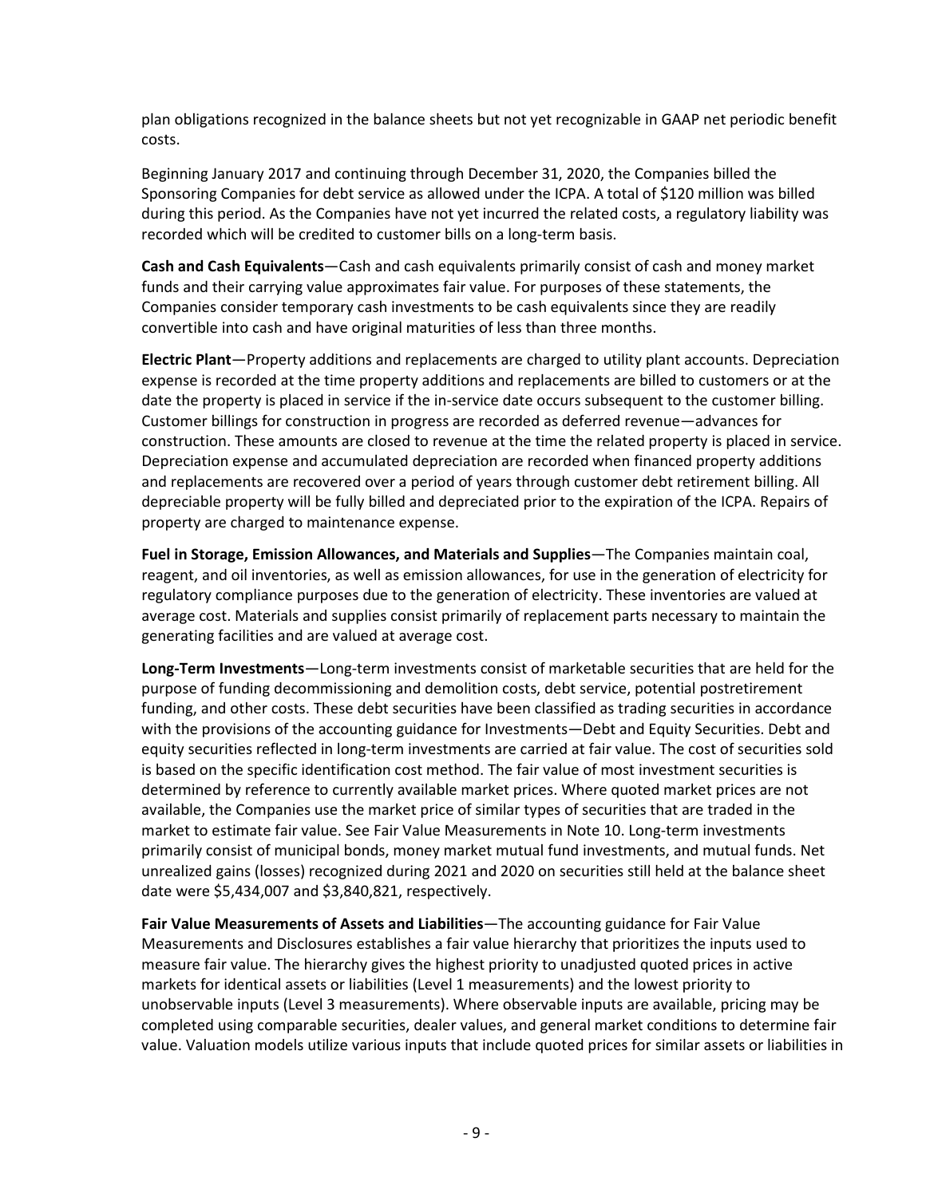plan obligations recognized in the balance sheets but not yet recognizable in GAAP net periodic benefit costs.

Beginning January 2017 and continuing through December 31, 2020, the Companies billed the Sponsoring Companies for debt service as allowed under the ICPA. A total of $120 million was billed during this period. As the Companies have not yet incurred the related costs, a regulatory liability was recorded which will be credited to customer bills on a long-term basis.

**Cash and Cash Equivalents**—Cash and cash equivalents primarily consist of cash and money market funds and their carrying value approximates fair value. For purposes of these statements, the Companies consider temporary cash investments to be cash equivalents since they are readily convertible into cash and have original maturities of less than three months.

**Electric Plant**—Property additions and replacements are charged to utility plant accounts. Depreciation expense is recorded at the time property additions and replacements are billed to customers or at the date the property is placed in service if the in-service date occurs subsequent to the customer billing. Customer billings for construction in progress are recorded as deferred revenue—advances for construction. These amounts are closed to revenue at the time the related property is placed in service. Depreciation expense and accumulated depreciation are recorded when financed property additions and replacements are recovered over a period of years through customer debt retirement billing. All depreciable property will be fully billed and depreciated prior to the expiration of the ICPA. Repairs of property are charged to maintenance expense.

**Fuel in Storage, Emission Allowances, and Materials and Supplies**—The Companies maintain coal, reagent, and oil inventories, as well as emission allowances, for use in the generation of electricity for regulatory compliance purposes due to the generation of electricity. These inventories are valued at average cost. Materials and supplies consist primarily of replacement parts necessary to maintain the generating facilities and are valued at average cost.

**Long-Term Investments**—Long-term investments consist of marketable securities that are held for the purpose of funding decommissioning and demolition costs, debt service, potential postretirement funding, and other costs. These debt securities have been classified as trading securities in accordance with the provisions of the accounting guidance for Investments—Debt and Equity Securities. Debt and equity securities reflected in long-term investments are carried at fair value. The cost of securities sold is based on the specific identification cost method. The fair value of most investment securities is determined by reference to currently available market prices. Where quoted market prices are not available, the Companies use the market price of similar types of securities that are traded in the market to estimate fair value. See Fair Value Measurements in Note 10. Long-term investments primarily consist of municipal bonds, money market mutual fund investments, and mutual funds. Net unrealized gains (losses) recognized during 2021 and 2020 on securities still held at the balance sheet date were $5,434,007 and $3,840,821, respectively.

**Fair Value Measurements of Assets and Liabilities**—The accounting guidance for Fair Value Measurements and Disclosures establishes a fair value hierarchy that prioritizes the inputs used to measure fair value. The hierarchy gives the highest priority to unadjusted quoted prices in active markets for identical assets or liabilities (Level 1 measurements) and the lowest priority to unobservable inputs (Level 3 measurements). Where observable inputs are available, pricing may be completed using comparable securities, dealer values, and general market conditions to determine fair value. Valuation models utilize various inputs that include quoted prices for similar assets or liabilities in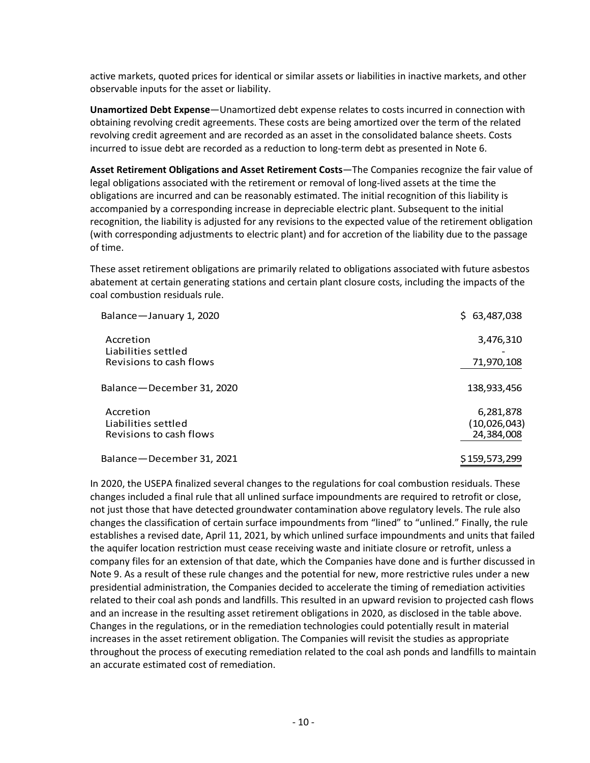active markets, quoted prices for identical or similar assets or liabilities in inactive markets, and other observable inputs for the asset or liability.

**Unamortized Debt Expense**—Unamortized debt expense relates to costs incurred in connection with obtaining revolving credit agreements. These costs are being amortized over the term of the related revolving credit agreement and are recorded as an asset in the consolidated balance sheets. Costs incurred to issue debt are recorded as a reduction to long-term debt as presented in Note 6.

**Asset Retirement Obligations and Asset Retirement Costs**—The Companies recognize the fair value of legal obligations associated with the retirement or removal of long-lived assets at the time the obligations are incurred and can be reasonably estimated. The initial recognition of this liability is accompanied by a corresponding increase in depreciable electric plant. Subsequent to the initial recognition, the liability is adjusted for any revisions to the expected value of the retirement obligation (with corresponding adjustments to electric plant) and for accretion of the liability due to the passage of time.

These asset retirement obligations are primarily related to obligations associated with future asbestos abatement at certain generating stations and certain plant closure costs, including the impacts of the coal combustion residuals rule.

| | |
|---|---|
| Balance—January 1, 2020 | $ 63,487,038 |
| Accretion | 3,476,310 |
| Liabilities settled | - |
| Revisions to cash flows | 71,970,108 |
| Balance—December 31, 2020 | 138,933,456 |
| Accretion | 6,281,878 |
| Liabilities settled | (10,026,043) |
| Revisions to cash flows | 24,384,008 |
| Balance—December 31, 2021 | $ 159,573,299 |

In 2020, the USEPA finalized several changes to the regulations for coal combustion residuals. These changes included a final rule that all unlined surface impoundments are required to retrofit or close, not just those that have detected groundwater contamination above regulatory levels. The rule also changes the classification of certain surface impoundments from "lined" to "unlined." Finally, the rule establishes a revised date, April 11, 2021, by which unlined surface impoundments and units that failed the aquifer location restriction must cease receiving waste and initiate closure or retrofit, unless a company files for an extension of that date, which the Companies have done and is further discussed in Note 9. As a result of these rule changes and the potential for new, more restrictive rules under a new presidential administration, the Companies decided to accelerate the timing of remediation activities related to their coal ash ponds and landfills. This resulted in an upward revision to projected cash flows and an increase in the resulting asset retirement obligations in 2020, as disclosed in the table above. Changes in the regulations, or in the remediation technologies could potentially result in material increases in the asset retirement obligation. The Companies will revisit the studies as appropriate throughout the process of executing remediation related to the coal ash ponds and landfills to maintain an accurate estimated cost of remediation.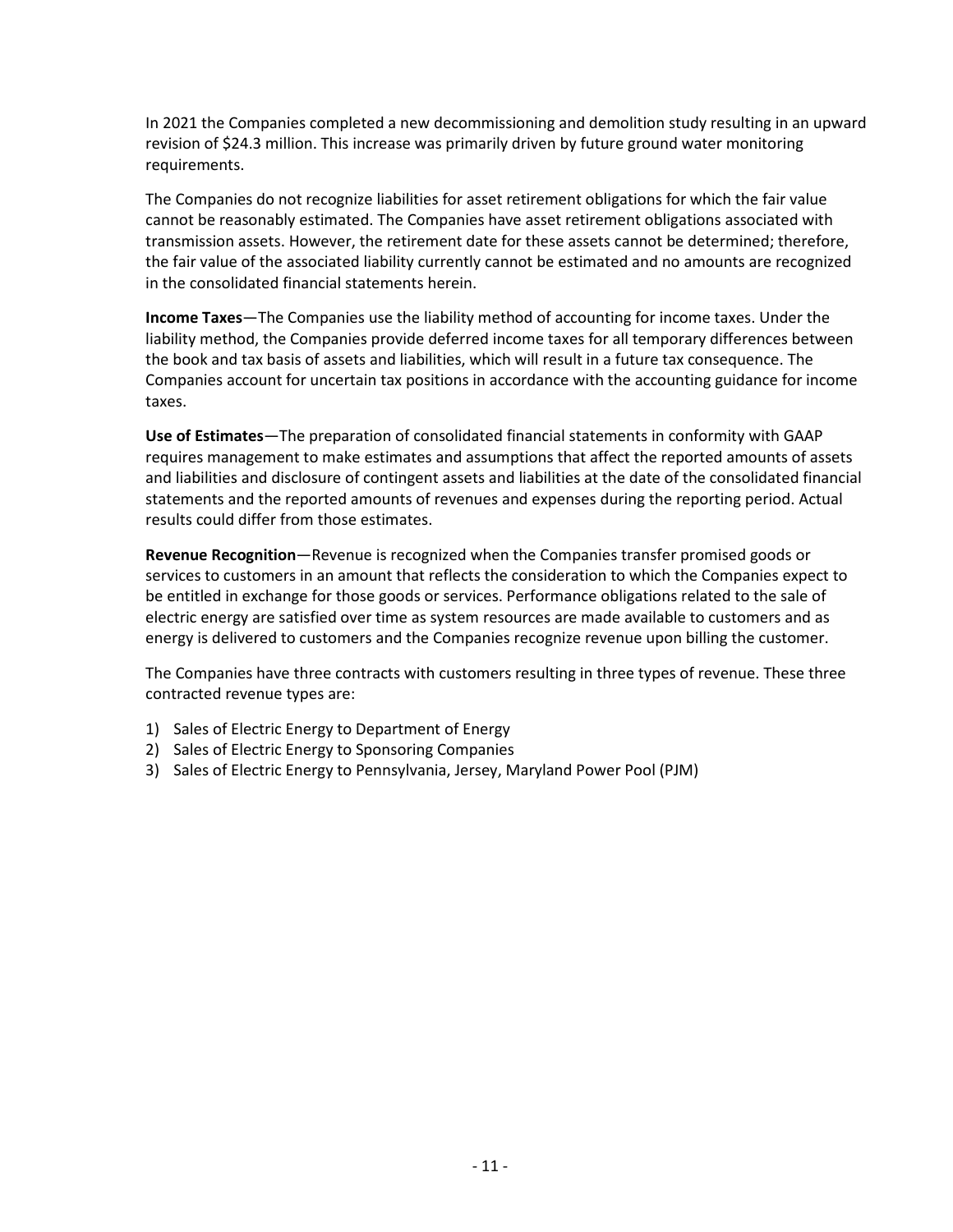In 2021 the Companies completed a new decommissioning and demolition study resulting in an upward revision of $24.3 million. This increase was primarily driven by future ground water monitoring requirements.

The Companies do not recognize liabilities for asset retirement obligations for which the fair value cannot be reasonably estimated. The Companies have asset retirement obligations associated with transmission assets. However, the retirement date for these assets cannot be determined; therefore, the fair value of the associated liability currently cannot be estimated and no amounts are recognized in the consolidated financial statements herein.

**Income Taxes**—The Companies use the liability method of accounting for income taxes. Under the liability method, the Companies provide deferred income taxes for all temporary differences between the book and tax basis of assets and liabilities, which will result in a future tax consequence. The Companies account for uncertain tax positions in accordance with the accounting guidance for income taxes.

**Use of Estimates**—The preparation of consolidated financial statements in conformity with GAAP requires management to make estimates and assumptions that affect the reported amounts of assets and liabilities and disclosure of contingent assets and liabilities at the date of the consolidated financial statements and the reported amounts of revenues and expenses during the reporting period. Actual results could differ from those estimates.

**Revenue Recognition**—Revenue is recognized when the Companies transfer promised goods or services to customers in an amount that reflects the consideration to which the Companies expect to be entitled in exchange for those goods or services. Performance obligations related to the sale of electric energy are satisfied over time as system resources are made available to customers and as energy is delivered to customers and the Companies recognize revenue upon billing the customer.

The Companies have three contracts with customers resulting in three types of revenue. These three contracted revenue types are:

1) Sales of Electric Energy to Department of Energy
2) Sales of Electric Energy to Sponsoring Companies
3) Sales of Electric Energy to Pennsylvania, Jersey, Maryland Power Pool (PJM)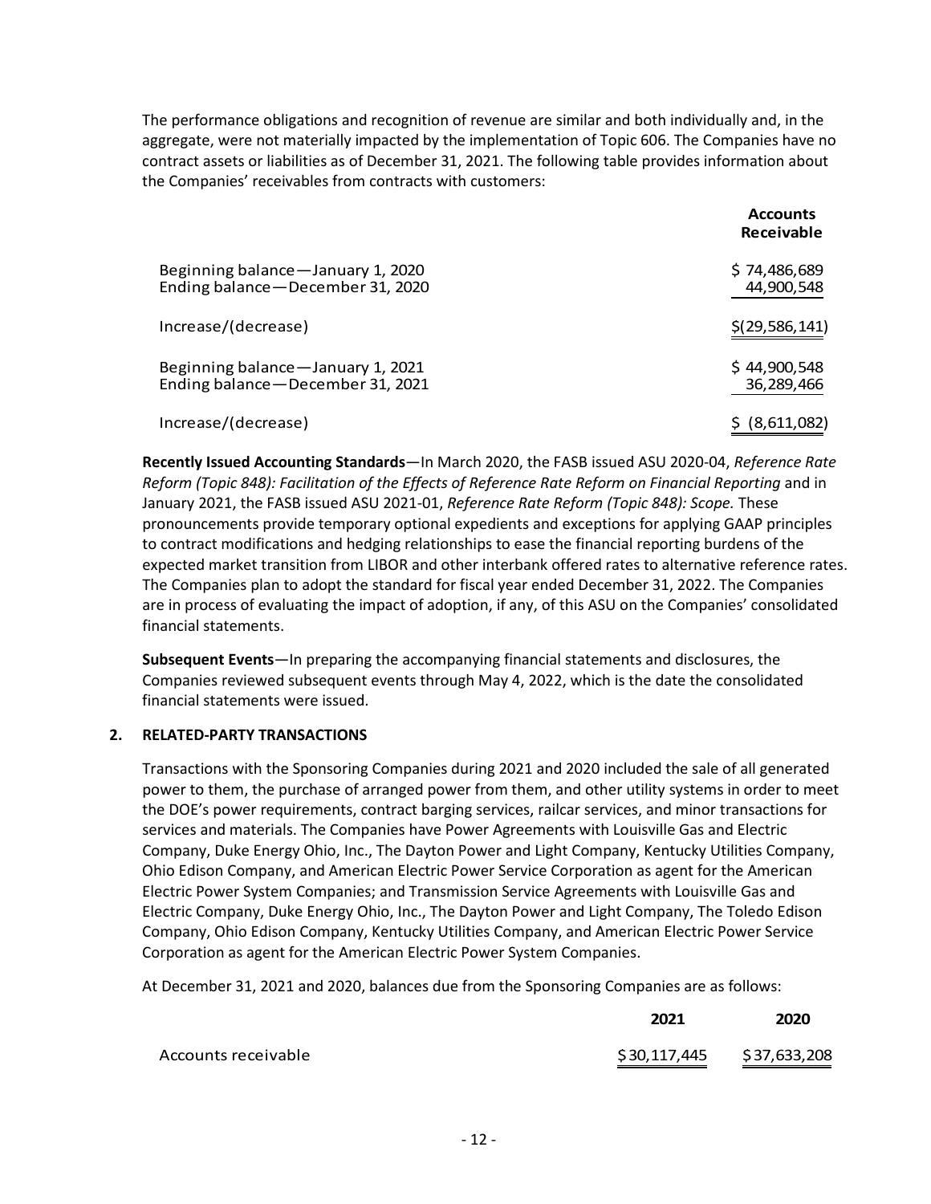The performance obligations and recognition of revenue are similar and both individually and, in the aggregate, were not materially impacted by the implementation of Topic 606. The Companies have no contract assets or liabilities as of December 31, 2021. The following table provides information about the Companies' receivables from contracts with customers:

| | **Accounts Receivable** |
|---|---|
| Beginning balance—January 1, 2020 | $ 74,486,689 |
| Ending balance—December 31, 2020 | 44,900,548 |
| Increase/(decrease) | $(29,586,141) |
| Beginning balance—January 1, 2021 | $ 44,900,548 |
| Ending balance—December 31, 2021 | 36,289,466 |
| Increase/(decrease) | $ (8,611,082) |

**Recently Issued Accounting Standards**—In March 2020, the FASB issued ASU 2020-04, *Reference Rate Reform (Topic 848): Facilitation of the Effects of Reference Rate Reform on Financial Reporting* and in January 2021, the FASB issued ASU 2021-01, *Reference Rate Reform (Topic 848): Scope.* These pronouncements provide temporary optional expedients and exceptions for applying GAAP principles to contract modifications and hedging relationships to ease the financial reporting burdens of the expected market transition from LIBOR and other interbank offered rates to alternative reference rates. The Companies plan to adopt the standard for fiscal year ended December 31, 2022. The Companies are in process of evaluating the impact of adoption, if any, of this ASU on the Companies' consolidated financial statements.

**Subsequent Events**—In preparing the accompanying financial statements and disclosures, the Companies reviewed subsequent events through May 4, 2022, which is the date the consolidated financial statements were issued.

## 2. RELATED-PARTY TRANSACTIONS

Transactions with the Sponsoring Companies during 2021 and 2020 included the sale of all generated power to them, the purchase of arranged power from them, and other utility systems in order to meet the DOE's power requirements, contract barging services, railcar services, and minor transactions for services and materials. The Companies have Power Agreements with Louisville Gas and Electric Company, Duke Energy Ohio, Inc., The Dayton Power and Light Company, Kentucky Utilities Company, Ohio Edison Company, and American Electric Power Service Corporation as agent for the American Electric Power System Companies; and Transmission Service Agreements with Louisville Gas and Electric Company, Duke Energy Ohio, Inc., The Dayton Power and Light Company, The Toledo Edison Company, Ohio Edison Company, Kentucky Utilities Company, and American Electric Power Service Corporation as agent for the American Electric Power System Companies.

At December 31, 2021 and 2020, balances due from the Sponsoring Companies are as follows:

| | **2021** | **2020** |
|---|---|---|
| Accounts receivable | $30,117,445 | $37,633,208 |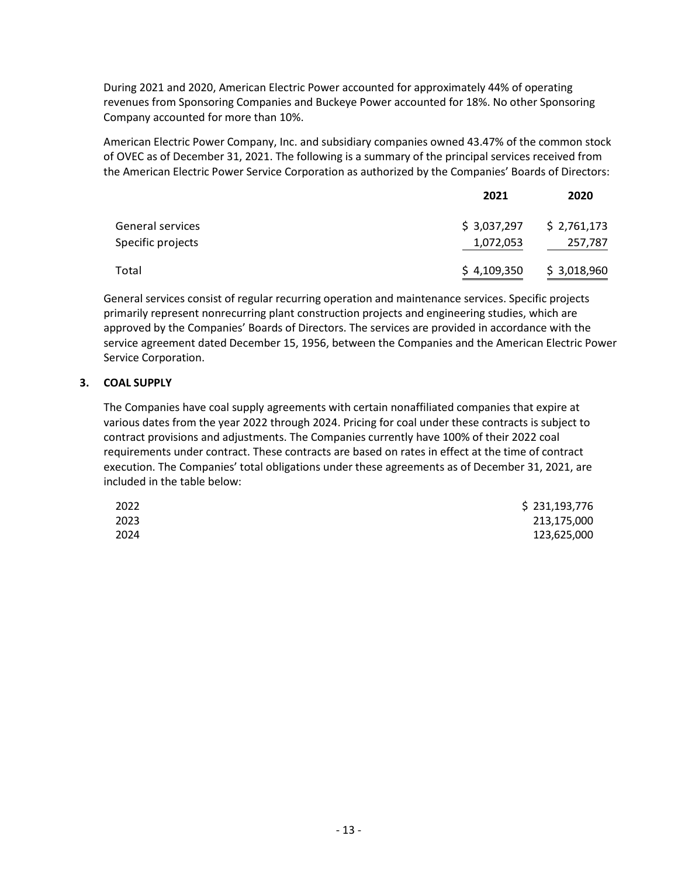During 2021 and 2020, American Electric Power accounted for approximately 44% of operating revenues from Sponsoring Companies and Buckeye Power accounted for 18%. No other Sponsoring Company accounted for more than 10%.

American Electric Power Company, Inc. and subsidiary companies owned 43.47% of the common stock of OVEC as of December 31, 2021. The following is a summary of the principal services received from the American Electric Power Service Corporation as authorized by the Companies' Boards of Directors:

| | 2021 | 2020 |
|---|---|---|
| General services | $ 3,037,297 | $ 2,761,173 |
| Specific projects | 1,072,053 | 257,787 |
| Total | $ 4,109,350 | $ 3,018,960 |

General services consist of regular recurring operation and maintenance services. Specific projects primarily represent nonrecurring plant construction projects and engineering studies, which are approved by the Companies' Boards of Directors. The services are provided in accordance with the service agreement dated December 15, 1956, between the Companies and the American Electric Power Service Corporation.

## 3. COAL SUPPLY

The Companies have coal supply agreements with certain nonaffiliated companies that expire at various dates from the year 2022 through 2024. Pricing for coal under these contracts is subject to contract provisions and adjustments. The Companies currently have 100% of their 2022 coal requirements under contract. These contracts are based on rates in effect at the time of contract execution. The Companies' total obligations under these agreements as of December 31, 2021, are included in the table below:

| | |
|---|---|
| 2022 | $ 231,193,776 |
| 2023 | 213,175,000 |
| 2024 | 123,625,000 |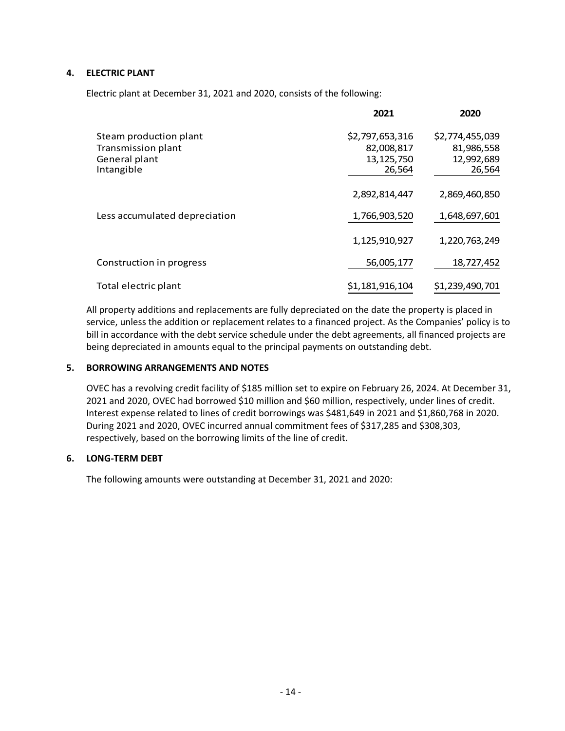## 4. ELECTRIC PLANT

Electric plant at December 31, 2021 and 2020, consists of the following:

| | 2021 | 2020 |
|---|---|---|
| Steam production plant | $2,797,653,316 | $2,774,455,039 |
| Transmission plant | 82,008,817 | 81,986,558 |
| General plant | 13,125,750 | 12,992,689 |
| Intangible | 26,564 | 26,564 |
| | 2,892,814,447 | 2,869,460,850 |
| Less accumulated depreciation | 1,766,903,520 | 1,648,697,601 |
| | 1,125,910,927 | 1,220,763,249 |
| Construction in progress | 56,005,177 | 18,727,452 |
| Total electric plant | $1,181,916,104 | $1,239,490,701 |

All property additions and replacements are fully depreciated on the date the property is placed in service, unless the addition or replacement relates to a financed project. As the Companies' policy is to bill in accordance with the debt service schedule under the debt agreements, all financed projects are being depreciated in amounts equal to the principal payments on outstanding debt.

## 5. BORROWING ARRANGEMENTS AND NOTES

OVEC has a revolving credit facility of $185 million set to expire on February 26, 2024. At December 31, 2021 and 2020, OVEC had borrowed $10 million and $60 million, respectively, under lines of credit. Interest expense related to lines of credit borrowings was $481,649 in 2021 and $1,860,768 in 2020. During 2021 and 2020, OVEC incurred annual commitment fees of $317,285 and $308,303, respectively, based on the borrowing limits of the line of credit.

## 6. LONG-TERM DEBT

The following amounts were outstanding at December 31, 2021 and 2020: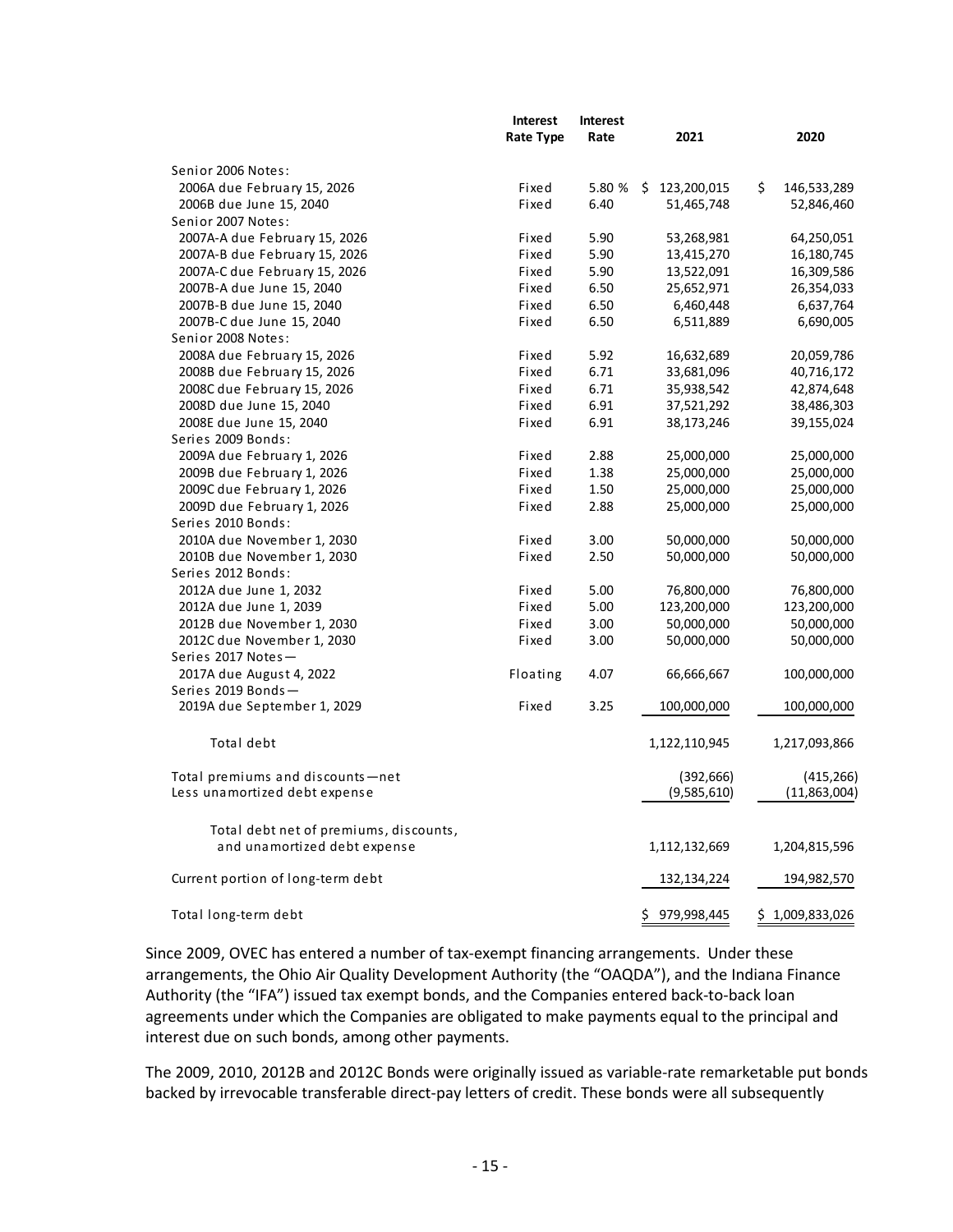| | Interest Rate Type | Interest Rate | 2021 | 2020 |
|---|---|---|---|---|
| Senior 2006 Notes: | | | | |
| 2006A due February 15, 2026 | Fixed | 5.80 % | $ 123,200,015 | $ 146,533,289 |
| 2006B due June 15, 2040 | Fixed | 6.40 | 51,465,748 | 52,846,460 |
| Senior 2007 Notes: | | | | |
| 2007A-A due February 15, 2026 | Fixed | 5.90 | 53,268,981 | 64,250,051 |
| 2007A-B due February 15, 2026 | Fixed | 5.90 | 13,415,270 | 16,180,745 |
| 2007A-C due February 15, 2026 | Fixed | 5.90 | 13,522,091 | 16,309,586 |
| 2007B-A due June 15, 2040 | Fixed | 6.50 | 25,652,971 | 26,354,033 |
| 2007B-B due June 15, 2040 | Fixed | 6.50 | 6,460,448 | 6,637,764 |
| 2007B-C due June 15, 2040 | Fixed | 6.50 | 6,511,889 | 6,690,005 |
| Senior 2008 Notes: | | | | |
| 2008A due February 15, 2026 | Fixed | 5.92 | 16,632,689 | 20,059,786 |
| 2008B due February 15, 2026 | Fixed | 6.71 | 33,681,096 | 40,716,172 |
| 2008C due February 15, 2026 | Fixed | 6.71 | 35,938,542 | 42,874,648 |
| 2008D due June 15, 2040 | Fixed | 6.91 | 37,521,292 | 38,486,303 |
| 2008E due June 15, 2040 | Fixed | 6.91 | 38,173,246 | 39,155,024 |
| Series 2009 Bonds: | | | | |
| 2009A due February 1, 2026 | Fixed | 2.88 | 25,000,000 | 25,000,000 |
| 2009B due February 1, 2026 | Fixed | 1.38 | 25,000,000 | 25,000,000 |
| 2009C due February 1, 2026 | Fixed | 1.50 | 25,000,000 | 25,000,000 |
| 2009D due February 1, 2026 | Fixed | 2.88 | 25,000,000 | 25,000,000 |
| Series 2010 Bonds: | | | | |
| 2010A due November 1, 2030 | Fixed | 3.00 | 50,000,000 | 50,000,000 |
| 2010B due November 1, 2030 | Fixed | 2.50 | 50,000,000 | 50,000,000 |
| Series 2012 Bonds: | | | | |
| 2012A due June 1, 2032 | Fixed | 5.00 | 76,800,000 | 76,800,000 |
| 2012A due June 1, 2039 | Fixed | 5.00 | 123,200,000 | 123,200,000 |
| 2012B due November 1, 2030 | Fixed | 3.00 | 50,000,000 | 50,000,000 |
| 2012C due November 1, 2030 | Fixed | 3.00 | 50,000,000 | 50,000,000 |
| Series 2017 Notes— | | | | |
| 2017A due August 4, 2022 | Floating | 4.07 | 66,666,667 | 100,000,000 |
| Series 2019 Bonds— | | | | |
| 2019A due September 1, 2029 | Fixed | 3.25 | 100,000,000 | 100,000,000 |
| Total debt | | | 1,122,110,945 | 1,217,093,866 |
| Total premiums and discounts—net | | | (392,666) | (415,266) |
| Less unamortized debt expense | | | (9,585,610) | (11,863,004) |
| Total debt net of premiums, discounts, and unamortized debt expense | | | 1,112,132,669 | 1,204,815,596 |
| Current portion of long-term debt | | | 132,134,224 | 194,982,570 |
| Total long-term debt | | | $ 979,998,445 | $ 1,009,833,026 |

Since 2009, OVEC has entered a number of tax-exempt financing arrangements. Under these arrangements, the Ohio Air Quality Development Authority (the "OAQDA"), and the Indiana Finance Authority (the "IFA") issued tax exempt bonds, and the Companies entered back-to-back loan agreements under which the Companies are obligated to make payments equal to the principal and interest due on such bonds, among other payments.

The 2009, 2010, 2012B and 2012C Bonds were originally issued as variable-rate remarketable put bonds backed by irrevocable transferable direct-pay letters of credit. These bonds were all subsequently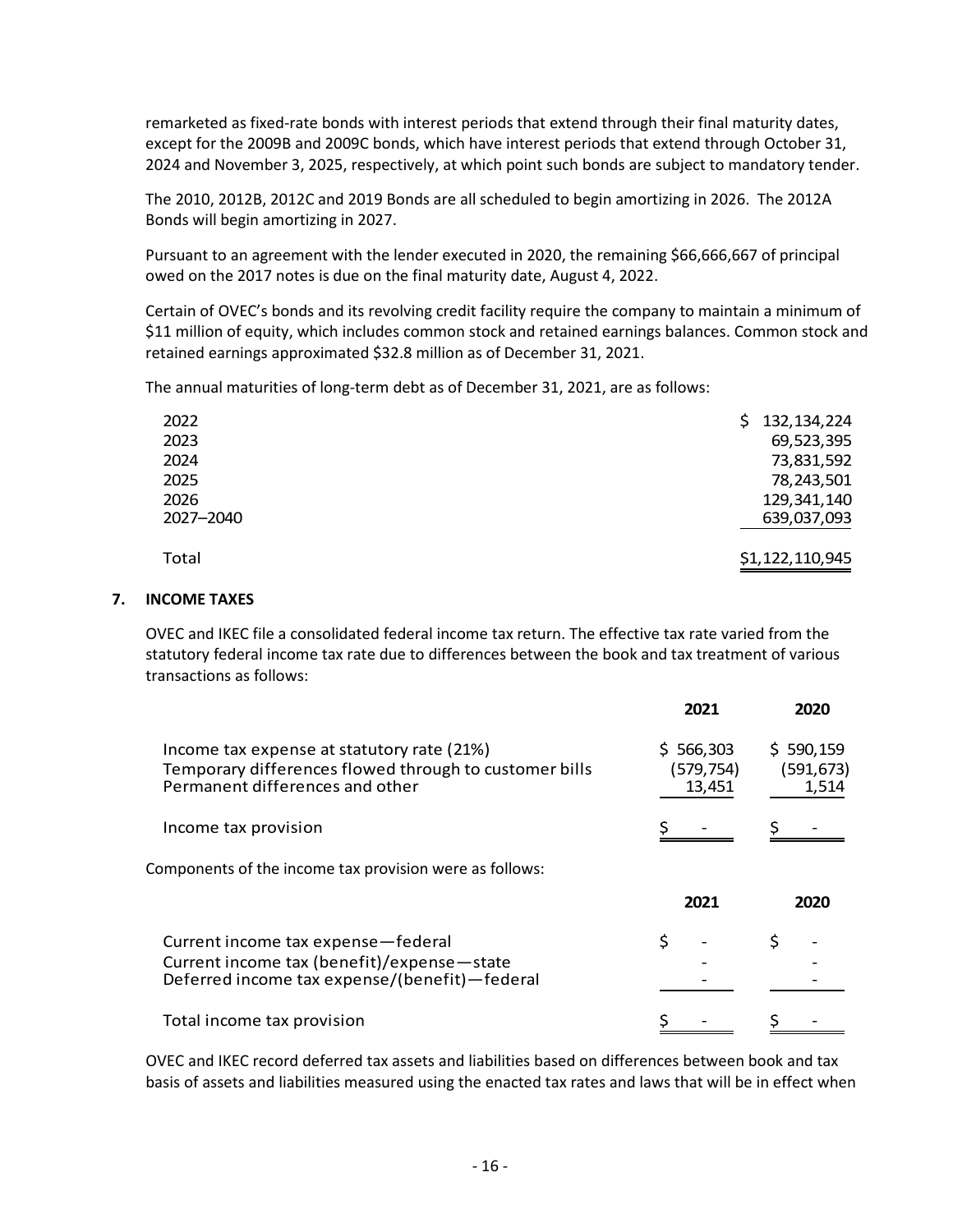remarketed as fixed-rate bonds with interest periods that extend through their final maturity dates, except for the 2009B and 2009C bonds, which have interest periods that extend through October 31, 2024 and November 3, 2025, respectively, at which point such bonds are subject to mandatory tender.

The 2010, 2012B, 2012C and 2019 Bonds are all scheduled to begin amortizing in 2026. The 2012A Bonds will begin amortizing in 2027.

Pursuant to an agreement with the lender executed in 2020, the remaining $66,666,667 of principal owed on the 2017 notes is due on the final maturity date, August 4, 2022.

Certain of OVEC's bonds and its revolving credit facility require the company to maintain a minimum of $11 million of equity, which includes common stock and retained earnings balances. Common stock and retained earnings approximated $32.8 million as of December 31, 2021.

The annual maturities of long-term debt as of December 31, 2021, are as follows:

| | |
|---|---|
| 2022 | $ 132,134,224 |
| 2023 | 69,523,395 |
| 2024 | 73,831,592 |
| 2025 | 78,243,501 |
| 2026 | 129,341,140 |
| 2027–2040 | 639,037,093 |
| Total | $1,122,110,945 |

## 7. INCOME TAXES

OVEC and IKEC file a consolidated federal income tax return. The effective tax rate varied from the statutory federal income tax rate due to differences between the book and tax treatment of various transactions as follows:

| | 2021 | 2020 |
|---|---|---|
| Income tax expense at statutory rate (21%) | $ 566,303 | $ 590,159 |
| Temporary differences flowed through to customer bills | (579,754) | (591,673) |
| Permanent differences and other | 13,451 | 1,514 |
| Income tax provision | $ - | $ - |

Components of the income tax provision were as follows:

| | 2021 | 2020 |
|---|---|---|
| Current income tax expense—federal | $ - | $ - |
| Current income tax (benefit)/expense—state | - | - |
| Deferred income tax expense/(benefit)—federal | - | - |
| Total income tax provision | $ - | $ - |

OVEC and IKEC record deferred tax assets and liabilities based on differences between book and tax basis of assets and liabilities measured using the enacted tax rates and laws that will be in effect when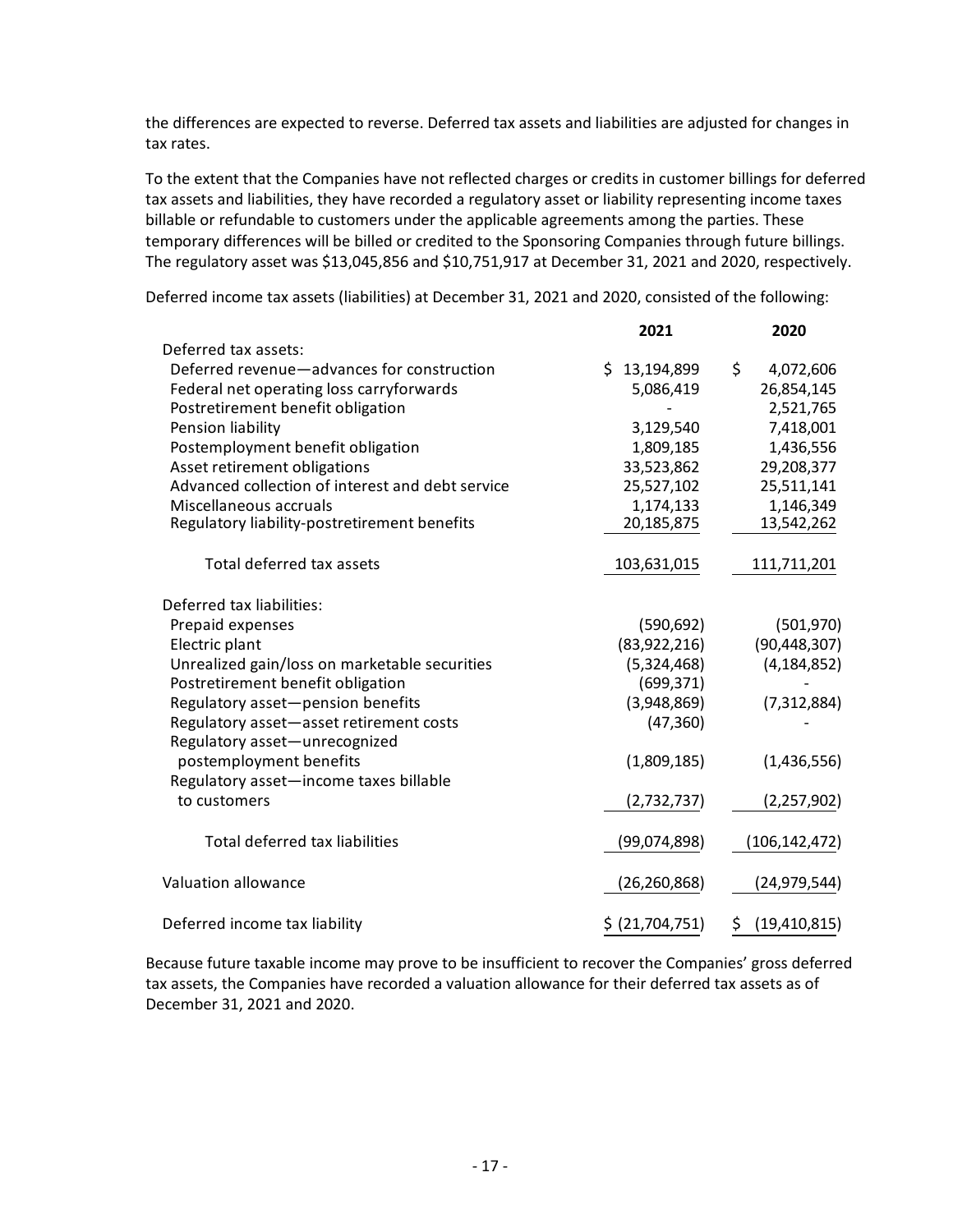the differences are expected to reverse. Deferred tax assets and liabilities are adjusted for changes in tax rates.

To the extent that the Companies have not reflected charges or credits in customer billings for deferred tax assets and liabilities, they have recorded a regulatory asset or liability representing income taxes billable or refundable to customers under the applicable agreements among the parties. These temporary differences will be billed or credited to the Sponsoring Companies through future billings. The regulatory asset was $13,045,856 and $10,751,917 at December 31, 2021 and 2020, respectively.

Deferred income tax assets (liabilities) at December 31, 2021 and 2020, consisted of the following:

| | 2021 | 2020 |
|---|---|---|
| Deferred tax assets: | | |
| Deferred revenue—advances for construction | $ 13,194,899 | $ 4,072,606 |
| Federal net operating loss carryforwards | 5,086,419 | 26,854,145 |
| Postretirement benefit obligation | - | 2,521,765 |
| Pension liability | 3,129,540 | 7,418,001 |
| Postemployment benefit obligation | 1,809,185 | 1,436,556 |
| Asset retirement obligations | 33,523,862 | 29,208,377 |
| Advanced collection of interest and debt service | 25,527,102 | 25,511,141 |
| Miscellaneous accruals | 1,174,133 | 1,146,349 |
| Regulatory liability-postretirement benefits | 20,185,875 | 13,542,262 |
| Total deferred tax assets | 103,631,015 | 111,711,201 |
| Deferred tax liabilities: | | |
| Prepaid expenses | (590,692) | (501,970) |
| Electric plant | (83,922,216) | (90,448,307) |
| Unrealized gain/loss on marketable securities | (5,324,468) | (4,184,852) |
| Postretirement benefit obligation | (699,371) | - |
| Regulatory asset—pension benefits | (3,948,869) | (7,312,884) |
| Regulatory asset—asset retirement costs | (47,360) | - |
| Regulatory asset—unrecognized postemployment benefits | (1,809,185) | (1,436,556) |
| Regulatory asset—income taxes billable to customers | (2,732,737) | (2,257,902) |
| Total deferred tax liabilities | (99,074,898) | (106,142,472) |
| Valuation allowance | (26,260,868) | (24,979,544) |
| Deferred income tax liability | $ (21,704,751) | $ (19,410,815) |

Because future taxable income may prove to be insufficient to recover the Companies' gross deferred tax assets, the Companies have recorded a valuation allowance for their deferred tax assets as of December 31, 2021 and 2020.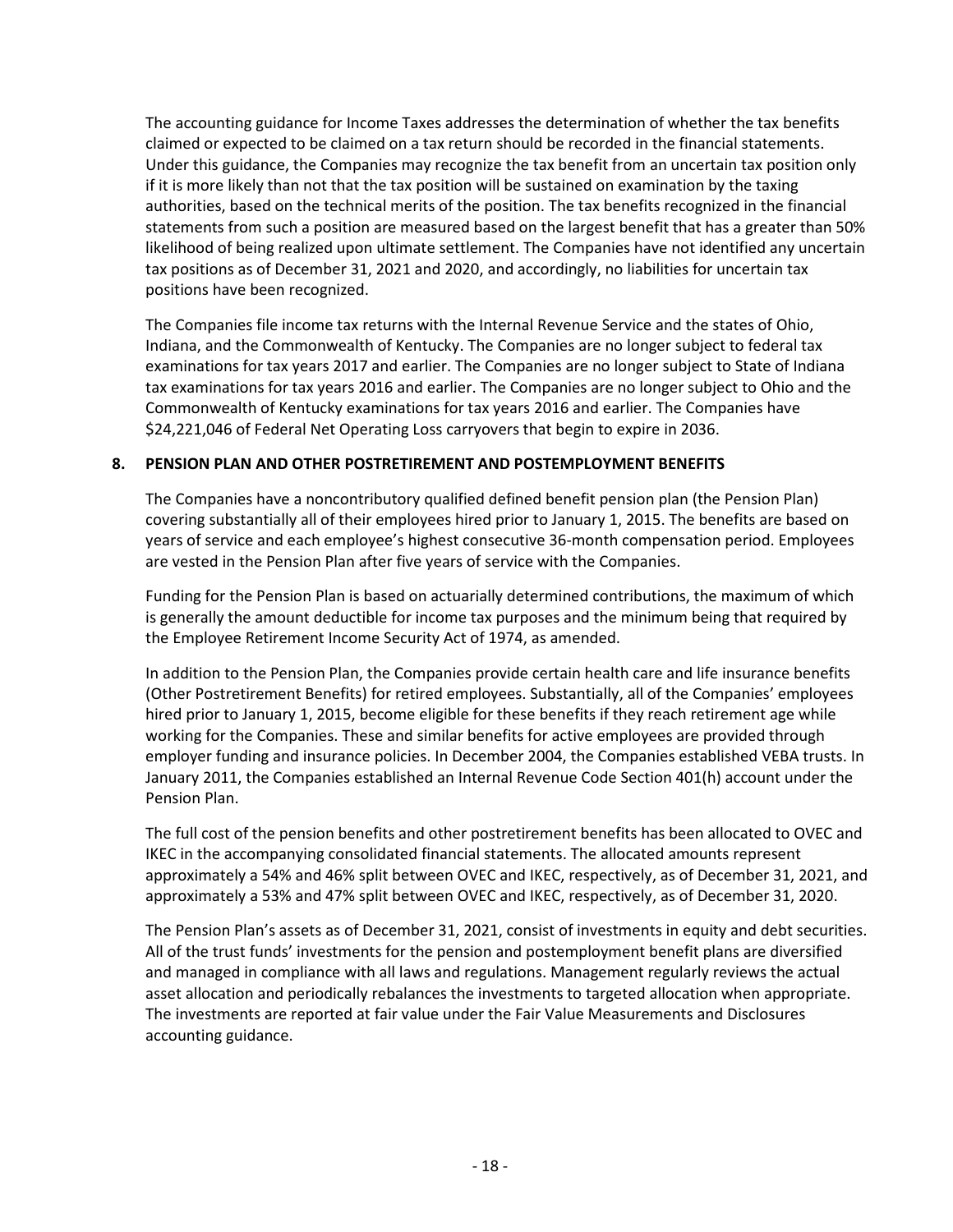The accounting guidance for Income Taxes addresses the determination of whether the tax benefits claimed or expected to be claimed on a tax return should be recorded in the financial statements. Under this guidance, the Companies may recognize the tax benefit from an uncertain tax position only if it is more likely than not that the tax position will be sustained on examination by the taxing authorities, based on the technical merits of the position. The tax benefits recognized in the financial statements from such a position are measured based on the largest benefit that has a greater than 50% likelihood of being realized upon ultimate settlement. The Companies have not identified any uncertain tax positions as of December 31, 2021 and 2020, and accordingly, no liabilities for uncertain tax positions have been recognized.

The Companies file income tax returns with the Internal Revenue Service and the states of Ohio, Indiana, and the Commonwealth of Kentucky. The Companies are no longer subject to federal tax examinations for tax years 2017 and earlier. The Companies are no longer subject to State of Indiana tax examinations for tax years 2016 and earlier. The Companies are no longer subject to Ohio and the Commonwealth of Kentucky examinations for tax years 2016 and earlier. The Companies have $24,221,046 of Federal Net Operating Loss carryovers that begin to expire in 2036.

## 8. PENSION PLAN AND OTHER POSTRETIREMENT AND POSTEMPLOYMENT BENEFITS

The Companies have a noncontributory qualified defined benefit pension plan (the Pension Plan) covering substantially all of their employees hired prior to January 1, 2015. The benefits are based on years of service and each employee's highest consecutive 36-month compensation period. Employees are vested in the Pension Plan after five years of service with the Companies.

Funding for the Pension Plan is based on actuarially determined contributions, the maximum of which is generally the amount deductible for income tax purposes and the minimum being that required by the Employee Retirement Income Security Act of 1974, as amended.

In addition to the Pension Plan, the Companies provide certain health care and life insurance benefits (Other Postretirement Benefits) for retired employees. Substantially, all of the Companies' employees hired prior to January 1, 2015, become eligible for these benefits if they reach retirement age while working for the Companies. These and similar benefits for active employees are provided through employer funding and insurance policies. In December 2004, the Companies established VEBA trusts. In January 2011, the Companies established an Internal Revenue Code Section 401(h) account under the Pension Plan.

The full cost of the pension benefits and other postretirement benefits has been allocated to OVEC and IKEC in the accompanying consolidated financial statements. The allocated amounts represent approximately a 54% and 46% split between OVEC and IKEC, respectively, as of December 31, 2021, and approximately a 53% and 47% split between OVEC and IKEC, respectively, as of December 31, 2020.

The Pension Plan's assets as of December 31, 2021, consist of investments in equity and debt securities. All of the trust funds' investments for the pension and postemployment benefit plans are diversified and managed in compliance with all laws and regulations. Management regularly reviews the actual asset allocation and periodically rebalances the investments to targeted allocation when appropriate. The investments are reported at fair value under the Fair Value Measurements and Disclosures accounting guidance.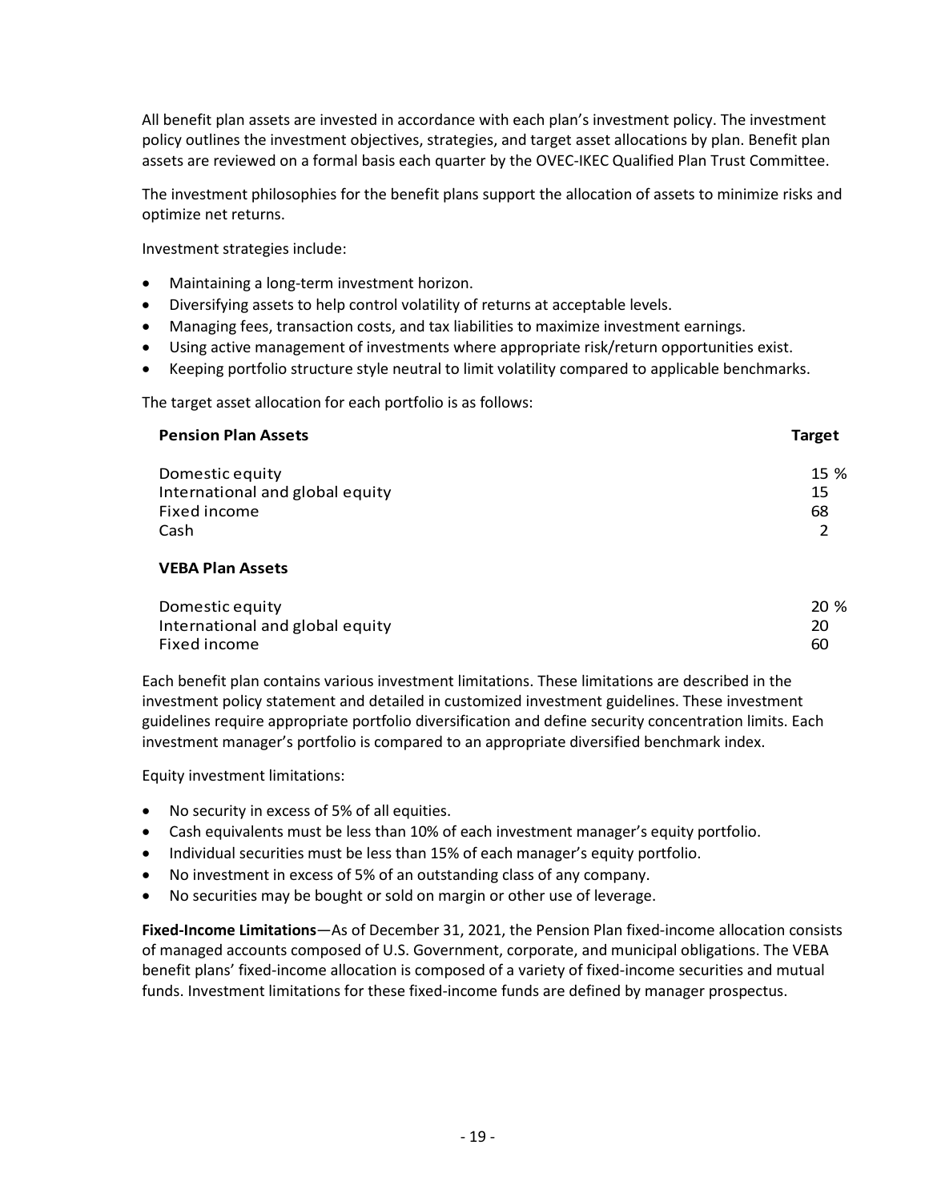All benefit plan assets are invested in accordance with each plan's investment policy. The investment policy outlines the investment objectives, strategies, and target asset allocations by plan. Benefit plan assets are reviewed on a formal basis each quarter by the OVEC-IKEC Qualified Plan Trust Committee.

The investment philosophies for the benefit plans support the allocation of assets to minimize risks and optimize net returns.

Investment strategies include:

- Maintaining a long-term investment horizon.
- Diversifying assets to help control volatility of returns at acceptable levels.
- Managing fees, transaction costs, and tax liabilities to maximize investment earnings.
- Using active management of investments where appropriate risk/return opportunities exist.
- Keeping portfolio structure style neutral to limit volatility compared to applicable benchmarks.

The target asset allocation for each portfolio is as follows:

| **Pension Plan Assets** | **Target** |
|---|---|
| Domestic equity | 15 % |
| International and global equity | 15 |
| Fixed income | 68 |
| Cash | 2 |
| **VEBA Plan Assets** | |
| Domestic equity | 20 % |
| International and global equity | 20 |
| Fixed income | 60 |

Each benefit plan contains various investment limitations. These limitations are described in the investment policy statement and detailed in customized investment guidelines. These investment guidelines require appropriate portfolio diversification and define security concentration limits. Each investment manager's portfolio is compared to an appropriate diversified benchmark index.

Equity investment limitations:

- No security in excess of 5% of all equities.
- Cash equivalents must be less than 10% of each investment manager's equity portfolio.
- Individual securities must be less than 15% of each manager's equity portfolio.
- No investment in excess of 5% of an outstanding class of any company.
- No securities may be bought or sold on margin or other use of leverage.

**Fixed-Income Limitations**—As of December 31, 2021, the Pension Plan fixed-income allocation consists of managed accounts composed of U.S. Government, corporate, and municipal obligations. The VEBA benefit plans' fixed-income allocation is composed of a variety of fixed-income securities and mutual funds. Investment limitations for these fixed-income funds are defined by manager prospectus.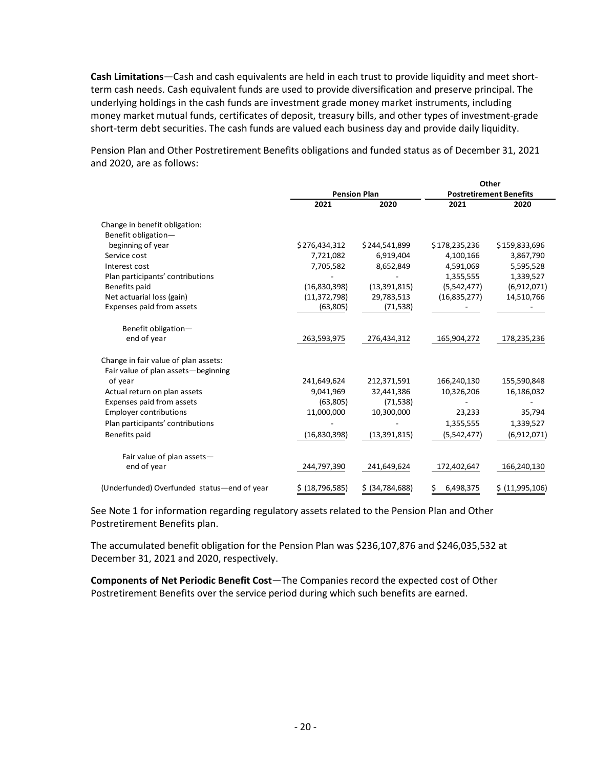**Cash Limitations**—Cash and cash equivalents are held in each trust to provide liquidity and meet short-term cash needs. Cash equivalent funds are used to provide diversification and preserve principal. The underlying holdings in the cash funds are investment grade money market instruments, including money market mutual funds, certificates of deposit, treasury bills, and other types of investment-grade short-term debt securities. The cash funds are valued each business day and provide daily liquidity.

Pension Plan and Other Postretirement Benefits obligations and funded status as of December 31, 2021 and 2020, are as follows:

| | Pension Plan | | Other Postretirement Benefits | |
|---|---|---|---|---|
| | 2021 | 2020 | 2021 | 2020 |
| Change in benefit obligation: | | | | |
| Benefit obligation—beginning of year | $276,434,312 | $244,541,899 | $178,235,236 | $159,833,696 |
| Service cost | 7,721,082 | 6,919,404 | 4,100,166 | 3,867,790 |
| Interest cost | 7,705,582 | 8,652,849 | 4,591,069 | 5,595,528 |
| Plan participants' contributions | - | - | 1,355,555 | 1,339,527 |
| Benefits paid | (16,830,398) | (13,391,815) | (5,542,477) | (6,912,071) |
| Net actuarial loss (gain) | (11,372,798) | 29,783,513 | (16,835,277) | 14,510,766 |
| Expenses paid from assets | (63,805) | (71,538) | - | - |
| Benefit obligation—end of year | 263,593,975 | 276,434,312 | 165,904,272 | 178,235,236 |
| Change in fair value of plan assets: | | | | |
| Fair value of plan assets—beginning of year | 241,649,624 | 212,371,591 | 166,240,130 | 155,590,848 |
| Actual return on plan assets | 9,041,969 | 32,441,386 | 10,326,206 | 16,186,032 |
| Expenses paid from assets | (63,805) | (71,538) | - | - |
| Employer contributions | 11,000,000 | 10,300,000 | 23,233 | 35,794 |
| Plan participants' contributions | - | - | 1,355,555 | 1,339,527 |
| Benefits paid | (16,830,398) | (13,391,815) | (5,542,477) | (6,912,071) |
| Fair value of plan assets—end of year | 244,797,390 | 241,649,624 | 172,402,647 | 166,240,130 |
| (Underfunded) Overfunded status—end of year | $ (18,796,585) | $ (34,784,688) | $ 6,498,375 | $ (11,995,106) |

See Note 1 for information regarding regulatory assets related to the Pension Plan and Other Postretirement Benefits plan.

The accumulated benefit obligation for the Pension Plan was $236,107,876 and $246,035,532 at December 31, 2021 and 2020, respectively.

**Components of Net Periodic Benefit Cost**—The Companies record the expected cost of Other Postretirement Benefits over the service period during which such benefits are earned.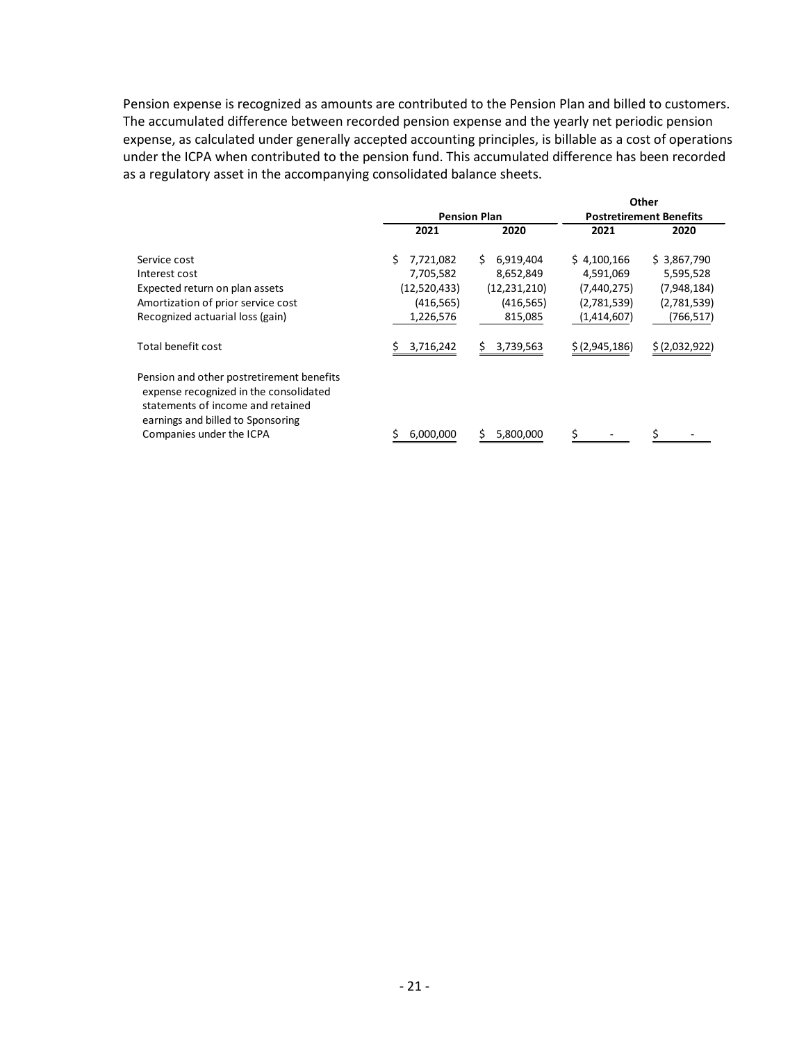Pension expense is recognized as amounts are contributed to the Pension Plan and billed to customers. The accumulated difference between recorded pension expense and the yearly net periodic pension expense, as calculated under generally accepted accounting principles, is billable as a cost of operations under the ICPA when contributed to the pension fund. This accumulated difference has been recorded as a regulatory asset in the accompanying consolidated balance sheets.

| | Pension Plan | | Other Postretirement Benefits | |
|---|---|---|---|---|
| | 2021 | 2020 | 2021 | 2020 |
| Service cost | $ 7,721,082 | $ 6,919,404 | $ 4,100,166 | $ 3,867,790 |
| Interest cost | 7,705,582 | 8,652,849 | 4,591,069 | 5,595,528 |
| Expected return on plan assets | (12,520,433) | (12,231,210) | (7,440,275) | (7,948,184) |
| Amortization of prior service cost | (416,565) | (416,565) | (2,781,539) | (2,781,539) |
| Recognized actuarial loss (gain) | 1,226,576 | 815,085 | (1,414,607) | (766,517) |
| Total benefit cost | $ 3,716,242 | $ 3,739,563 | $ (2,945,186) | $ (2,032,922) |
| Pension and other postretirement benefits expense recognized in the consolidated statements of income and retained earnings and billed to Sponsoring Companies under the ICPA | $ 6,000,000 | $ 5,800,000 | $ - | $ - |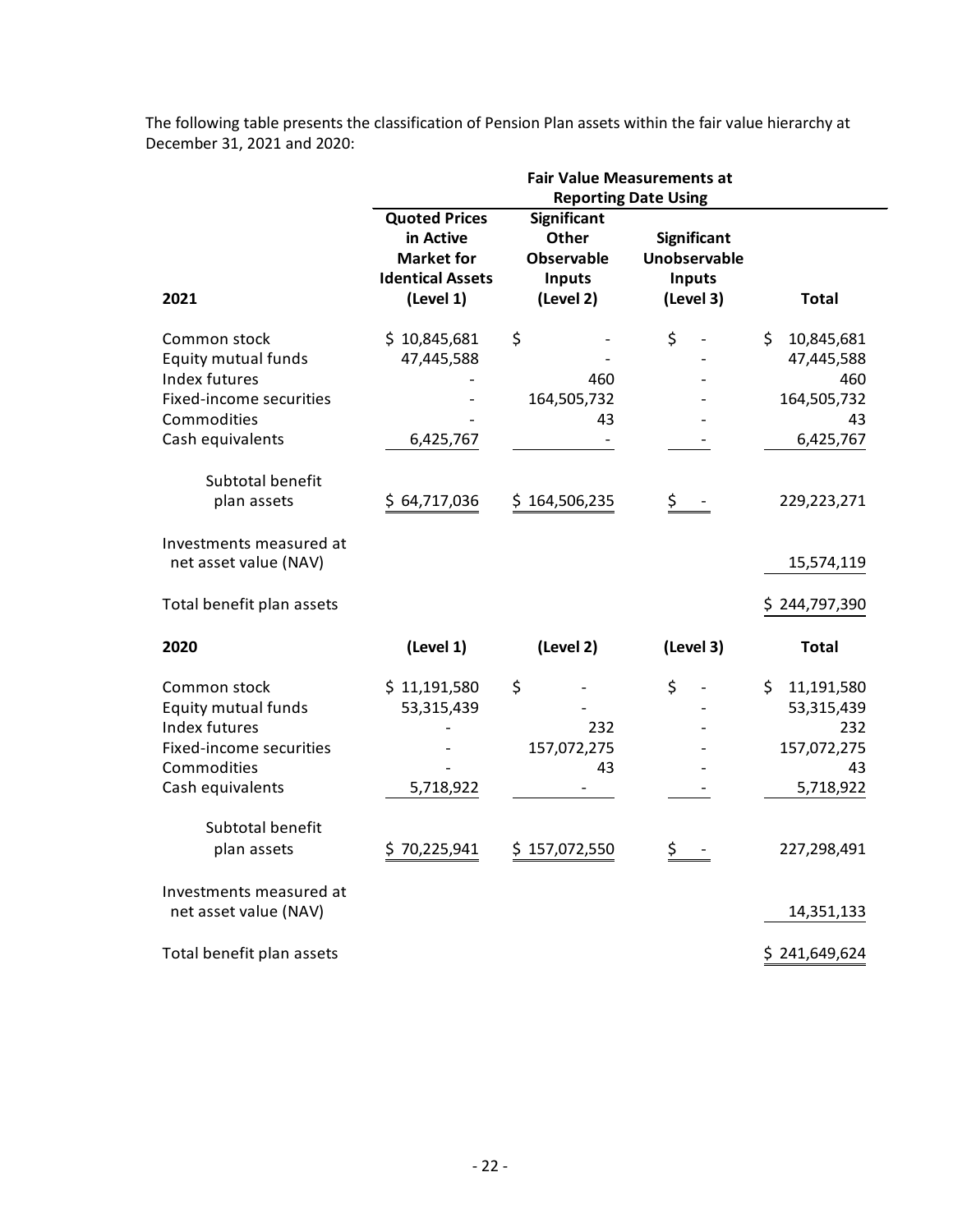The following table presents the classification of Pension Plan assets within the fair value hierarchy at December 31, 2021 and 2020:

| | Fair Value Measurements at Reporting Date Using | | | |
|---|---|---|---|---|
| **2021** | **Quoted Prices in Active Market for Identical Assets (Level 1)** | **Significant Other Observable Inputs (Level 2)** | **Significant Unobservable Inputs (Level 3)** | **Total** |
| Common stock | $ 10,845,681 | $ - | $ - | $ 10,845,681 |
| Equity mutual funds | 47,445,588 | - | - | 47,445,588 |
| Index futures | - | 460 | - | 460 |
| Fixed-income securities | - | 164,505,732 | - | 164,505,732 |
| Commodities | - | 43 | - | 43 |
| Cash equivalents | 6,425,767 | - | - | 6,425,767 |
| Subtotal benefit plan assets | $ 64,717,036 | $ 164,506,235 | $ - | 229,223,271 |
| Investments measured at net asset value (NAV) | | | | 15,574,119 |
| Total benefit plan assets | | | | $ 244,797,390 |
| **2020** | **(Level 1)** | **(Level 2)** | **(Level 3)** | **Total** |
| Common stock | $ 11,191,580 | $ - | $ - | $ 11,191,580 |
| Equity mutual funds | 53,315,439 | - | - | 53,315,439 |
| Index futures | - | 232 | - | 232 |
| Fixed-income securities | - | 157,072,275 | - | 157,072,275 |
| Commodities | - | 43 | - | 43 |
| Cash equivalents | 5,718,922 | - | - | 5,718,922 |
| Subtotal benefit plan assets | $ 70,225,941 | $ 157,072,550 | $ - | 227,298,491 |
| Investments measured at net asset value (NAV) | | | | 14,351,133 |
| Total benefit plan assets | | | | $ 241,649,624 |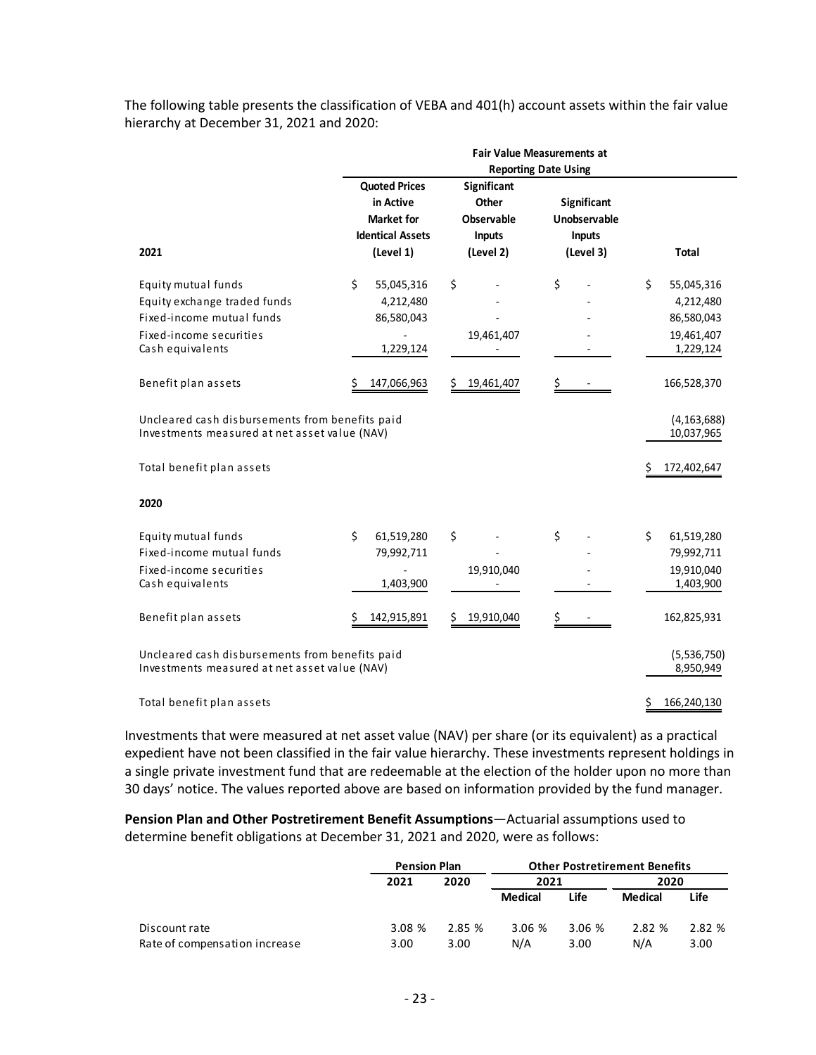The following table presents the classification of VEBA and 401(h) account assets within the fair value hierarchy at December 31, 2021 and 2020:

| | Fair Value Measurements at Reporting Date Using | | | |
|---|---|---|---|---|
| **2021** | **Quoted Prices in Active Market for Identical Assets (Level 1)** | **Significant Other Observable Inputs (Level 2)** | **Significant Unobservable Inputs (Level 3)** | **Total** |
| Equity mutual funds | $ 55,045,316 | $ - | $ - | $ 55,045,316 |
| Equity exchange traded funds | 4,212,480 | - | - | 4,212,480 |
| Fixed-income mutual funds | 86,580,043 | - | - | 86,580,043 |
| Fixed-income securities | - | 19,461,407 | - | 19,461,407 |
| Cash equivalents | 1,229,124 | - | - | 1,229,124 |
| Benefit plan assets | $ 147,066,963 | $ 19,461,407 | $ - | 166,528,370 |
| Uncleared cash disbursements from benefits paid | | | | (4,163,688) |
| Investments measured at net asset value (NAV) | | | | 10,037,965 |
| Total benefit plan assets | | | | $ 172,402,647 |
| **2020** | | | | |
| Equity mutual funds | $ 61,519,280 | $ - | $ - | $ 61,519,280 |
| Fixed-income mutual funds | 79,992,711 | - | - | 79,992,711 |
| Fixed-income securities | - | 19,910,040 | - | 19,910,040 |
| Cash equivalents | 1,403,900 | - | - | 1,403,900 |
| Benefit plan assets | $ 142,915,891 | $ 19,910,040 | $ - | 162,825,931 |
| Uncleared cash disbursements from benefits paid | | | | (5,536,750) |
| Investments measured at net asset value (NAV) | | | | 8,950,949 |
| Total benefit plan assets | | | | $ 166,240,130 |

Investments that were measured at net asset value (NAV) per share (or its equivalent) as a practical expedient have not been classified in the fair value hierarchy. These investments represent holdings in a single private investment fund that are redeemable at the election of the holder upon no more than 30 days' notice. The values reported above are based on information provided by the fund manager.

**Pension Plan and Other Postretirement Benefit Assumptions**—Actuarial assumptions used to determine benefit obligations at December 31, 2021 and 2020, were as follows:

| | Pension Plan | | Other Postretirement Benefits | | | |
|---|---|---|---|---|---|---|
| | **2021** | **2020** | **2021** | | **2020** | |
| | | | **Medical** | **Life** | **Medical** | **Life** |
| Discount rate | 3.08 % | 2.85 % | 3.06 % | 3.06 % | 2.82 % | 2.82 % |
| Rate of compensation increase | 3.00 | 3.00 | N/A | 3.00 | N/A | 3.00 |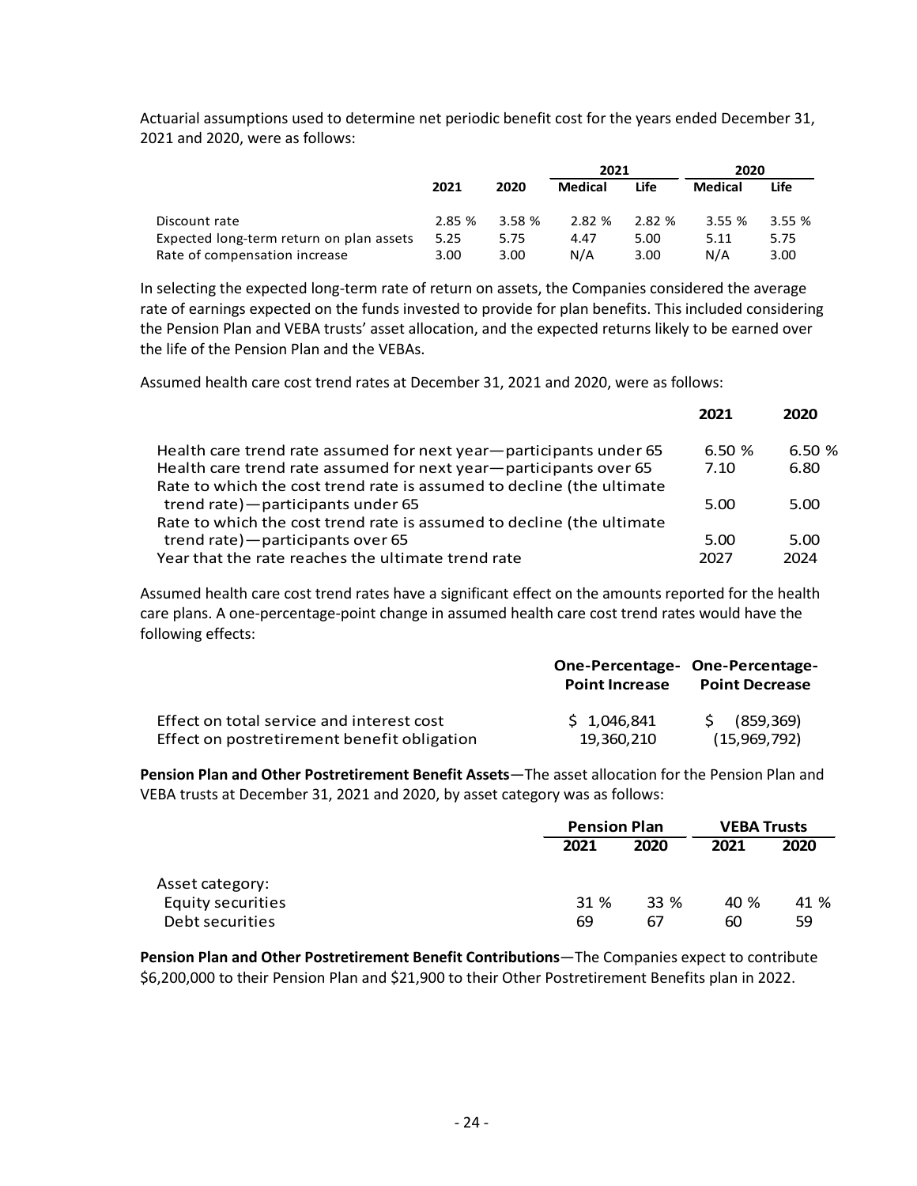Actuarial assumptions used to determine net periodic benefit cost for the years ended December 31, 2021 and 2020, were as follows:

| | 2021 | 2020 | 2021 Medical | 2021 Life | 2020 Medical | 2020 Life |
|---|---|---|---|---|---|---|
| Discount rate | 2.85 % | 3.58 % | 2.82 % | 2.82 % | 3.55 % | 3.55 % |
| Expected long-term return on plan assets | 5.25 | 5.75 | 4.47 | 5.00 | 5.11 | 5.75 |
| Rate of compensation increase | 3.00 | 3.00 | N/A | 3.00 | N/A | 3.00 |

In selecting the expected long-term rate of return on assets, the Companies considered the average rate of earnings expected on the funds invested to provide for plan benefits. This included considering the Pension Plan and VEBA trusts' asset allocation, and the expected returns likely to be earned over the life of the Pension Plan and the VEBAs.

Assumed health care cost trend rates at December 31, 2021 and 2020, were as follows:

| | 2021 | 2020 |
|---|---|---|
| Health care trend rate assumed for next year—participants under 65 | 6.50 % | 6.50 % |
| Health care trend rate assumed for next year—participants over 65 | 7.10 | 6.80 |
| Rate to which the cost trend rate is assumed to decline (the ultimate trend rate)—participants under 65 | 5.00 | 5.00 |
| Rate to which the cost trend rate is assumed to decline (the ultimate trend rate)—participants over 65 | 5.00 | 5.00 |
| Year that the rate reaches the ultimate trend rate | 2027 | 2024 |

Assumed health care cost trend rates have a significant effect on the amounts reported for the health care plans. A one-percentage-point change in assumed health care cost trend rates would have the following effects:

| | One-Percentage-Point Increase | One-Percentage-Point Decrease |
|---|---|---|
| Effect on total service and interest cost | $ 1,046,841 | $ (859,369) |
| Effect on postretirement benefit obligation | 19,360,210 | (15,969,792) |

**Pension Plan and Other Postretirement Benefit Assets**—The asset allocation for the Pension Plan and VEBA trusts at December 31, 2021 and 2020, by asset category was as follows:

| | Pension Plan | | VEBA Trusts | |
|---|---|---|---|---|
| | 2021 | 2020 | 2021 | 2020 |
| Asset category: | | | | |
| Equity securities | 31 % | 33 % | 40 % | 41 % |
| Debt securities | 69 | 67 | 60 | 59 |

**Pension Plan and Other Postretirement Benefit Contributions**—The Companies expect to contribute $6,200,000 to their Pension Plan and $21,900 to their Other Postretirement Benefits plan in 2022.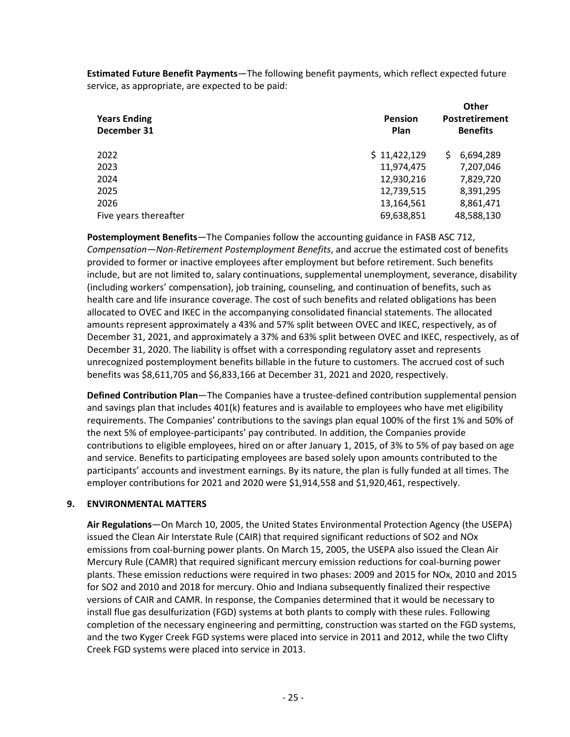**Estimated Future Benefit Payments**—The following benefit payments, which reflect expected future service, as appropriate, are expected to be paid:

| Years Ending December 31 | Pension Plan | Other Postretirement Benefits |
|---|---|---|
| 2022 | $ 11,422,129 | $ 6,694,289 |
| 2023 | 11,974,475 | 7,207,046 |
| 2024 | 12,930,216 | 7,829,720 |
| 2025 | 12,739,515 | 8,391,295 |
| 2026 | 13,164,561 | 8,861,471 |
| Five years thereafter | 69,638,851 | 48,588,130 |

**Postemployment Benefits**—The Companies follow the accounting guidance in FASB ASC 712, *Compensation—Non-Retirement Postemployment Benefits*, and accrue the estimated cost of benefits provided to former or inactive employees after employment but before retirement. Such benefits include, but are not limited to, salary continuations, supplemental unemployment, severance, disability (including workers' compensation), job training, counseling, and continuation of benefits, such as health care and life insurance coverage. The cost of such benefits and related obligations has been allocated to OVEC and IKEC in the accompanying consolidated financial statements. The allocated amounts represent approximately a 43% and 57% split between OVEC and IKEC, respectively, as of December 31, 2021, and approximately a 37% and 63% split between OVEC and IKEC, respectively, as of December 31, 2020. The liability is offset with a corresponding regulatory asset and represents unrecognized postemployment benefits billable in the future to customers. The accrued cost of such benefits was $8,611,705 and $6,833,166 at December 31, 2021 and 2020, respectively.

**Defined Contribution Plan**—The Companies have a trustee-defined contribution supplemental pension and savings plan that includes 401(k) features and is available to employees who have met eligibility requirements. The Companies' contributions to the savings plan equal 100% of the first 1% and 50% of the next 5% of employee-participants' pay contributed. In addition, the Companies provide contributions to eligible employees, hired on or after January 1, 2015, of 3% to 5% of pay based on age and service. Benefits to participating employees are based solely upon amounts contributed to the participants' accounts and investment earnings. By its nature, the plan is fully funded at all times. The employer contributions for 2021 and 2020 were $1,914,558 and $1,920,461, respectively.

## 9. ENVIRONMENTAL MATTERS

**Air Regulations**—On March 10, 2005, the United States Environmental Protection Agency (the USEPA) issued the Clean Air Interstate Rule (CAIR) that required significant reductions of $SO_2$ and $NO_x$ emissions from coal-burning power plants. On March 15, 2005, the USEPA also issued the Clean Air Mercury Rule (CAMR) that required significant mercury emission reductions for coal-burning power plants. These emission reductions were required in two phases: 2009 and 2015 for $NO_x$, 2010 and 2015 for $SO_2$ and 2010 and 2018 for mercury. Ohio and Indiana subsequently finalized their respective versions of CAIR and CAMR. In response, the Companies determined that it would be necessary to install flue gas desulfurization (FGD) systems at both plants to comply with these rules. Following completion of the necessary engineering and permitting, construction was started on the FGD systems, and the two Kyger Creek FGD systems were placed into service in 2011 and 2012, while the two Clifty Creek FGD systems were placed into service in 2013.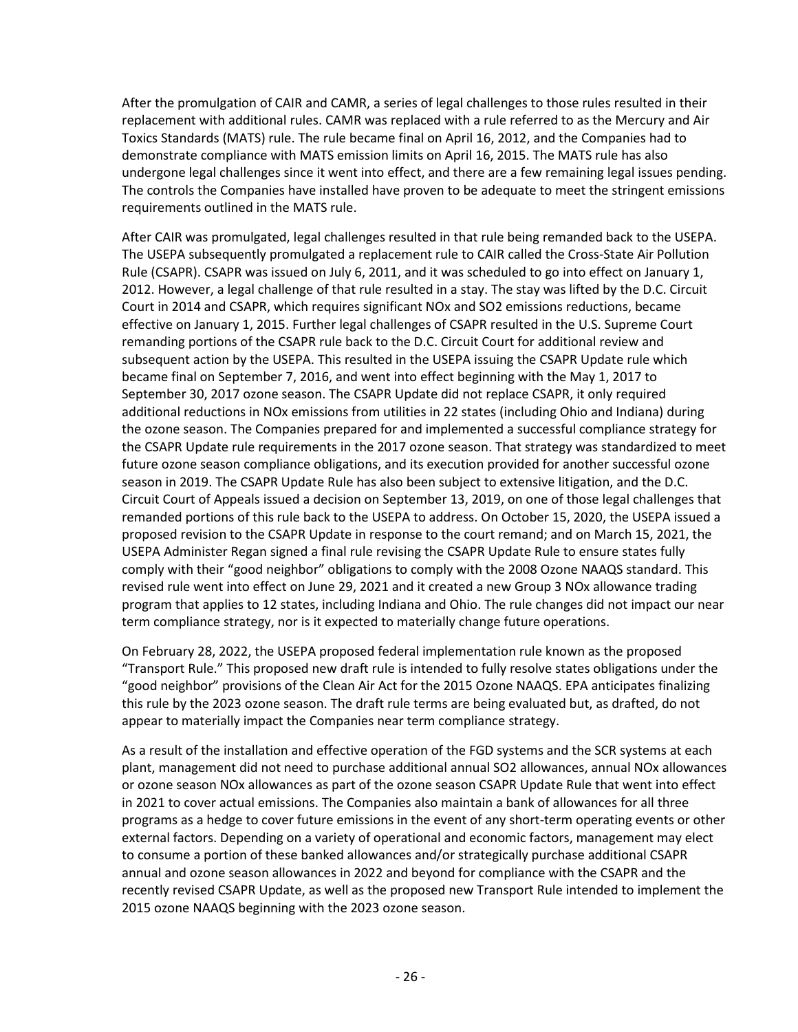After the promulgation of CAIR and CAMR, a series of legal challenges to those rules resulted in their replacement with additional rules. CAMR was replaced with a rule referred to as the Mercury and Air Toxics Standards (MATS) rule. The rule became final on April 16, 2012, and the Companies had to demonstrate compliance with MATS emission limits on April 16, 2015. The MATS rule has also undergone legal challenges since it went into effect, and there are a few remaining legal issues pending. The controls the Companies have installed have proven to be adequate to meet the stringent emissions requirements outlined in the MATS rule.

After CAIR was promulgated, legal challenges resulted in that rule being remanded back to the USEPA. The USEPA subsequently promulgated a replacement rule to CAIR called the Cross-State Air Pollution Rule (CSAPR). CSAPR was issued on July 6, 2011, and it was scheduled to go into effect on January 1, 2012. However, a legal challenge of that rule resulted in a stay. The stay was lifted by the D.C. Circuit Court in 2014 and CSAPR, which requires significant NOx and SO2 emissions reductions, became effective on January 1, 2015. Further legal challenges of CSAPR resulted in the U.S. Supreme Court remanding portions of the CSAPR rule back to the D.C. Circuit Court for additional review and subsequent action by the USEPA. This resulted in the USEPA issuing the CSAPR Update rule which became final on September 7, 2016, and went into effect beginning with the May 1, 2017 to September 30, 2017 ozone season. The CSAPR Update did not replace CSAPR, it only required additional reductions in NOx emissions from utilities in 22 states (including Ohio and Indiana) during the ozone season. The Companies prepared for and implemented a successful compliance strategy for the CSAPR Update rule requirements in the 2017 ozone season. That strategy was standardized to meet future ozone season compliance obligations, and its execution provided for another successful ozone season in 2019. The CSAPR Update Rule has also been subject to extensive litigation, and the D.C. Circuit Court of Appeals issued a decision on September 13, 2019, on one of those legal challenges that remanded portions of this rule back to the USEPA to address. On October 15, 2020, the USEPA issued a proposed revision to the CSAPR Update in response to the court remand; and on March 15, 2021, the USEPA Administer Regan signed a final rule revising the CSAPR Update Rule to ensure states fully comply with their "good neighbor" obligations to comply with the 2008 Ozone NAAQS standard. This revised rule went into effect on June 29, 2021 and it created a new Group 3 NOx allowance trading program that applies to 12 states, including Indiana and Ohio. The rule changes did not impact our near term compliance strategy, nor is it expected to materially change future operations.

On February 28, 2022, the USEPA proposed federal implementation rule known as the proposed "Transport Rule." This proposed new draft rule is intended to fully resolve states obligations under the "good neighbor" provisions of the Clean Air Act for the 2015 Ozone NAAQS. EPA anticipates finalizing this rule by the 2023 ozone season. The draft rule terms are being evaluated but, as drafted, do not appear to materially impact the Companies near term compliance strategy.

As a result of the installation and effective operation of the FGD systems and the SCR systems at each plant, management did not need to purchase additional annual SO2 allowances, annual NOx allowances or ozone season NOx allowances as part of the ozone season CSAPR Update Rule that went into effect in 2021 to cover actual emissions. The Companies also maintain a bank of allowances for all three programs as a hedge to cover future emissions in the event of any short-term operating events or other external factors. Depending on a variety of operational and economic factors, management may elect to consume a portion of these banked allowances and/or strategically purchase additional CSAPR annual and ozone season allowances in 2022 and beyond for compliance with the CSAPR and the recently revised CSAPR Update, as well as the proposed new Transport Rule intended to implement the 2015 ozone NAAQS beginning with the 2023 ozone season.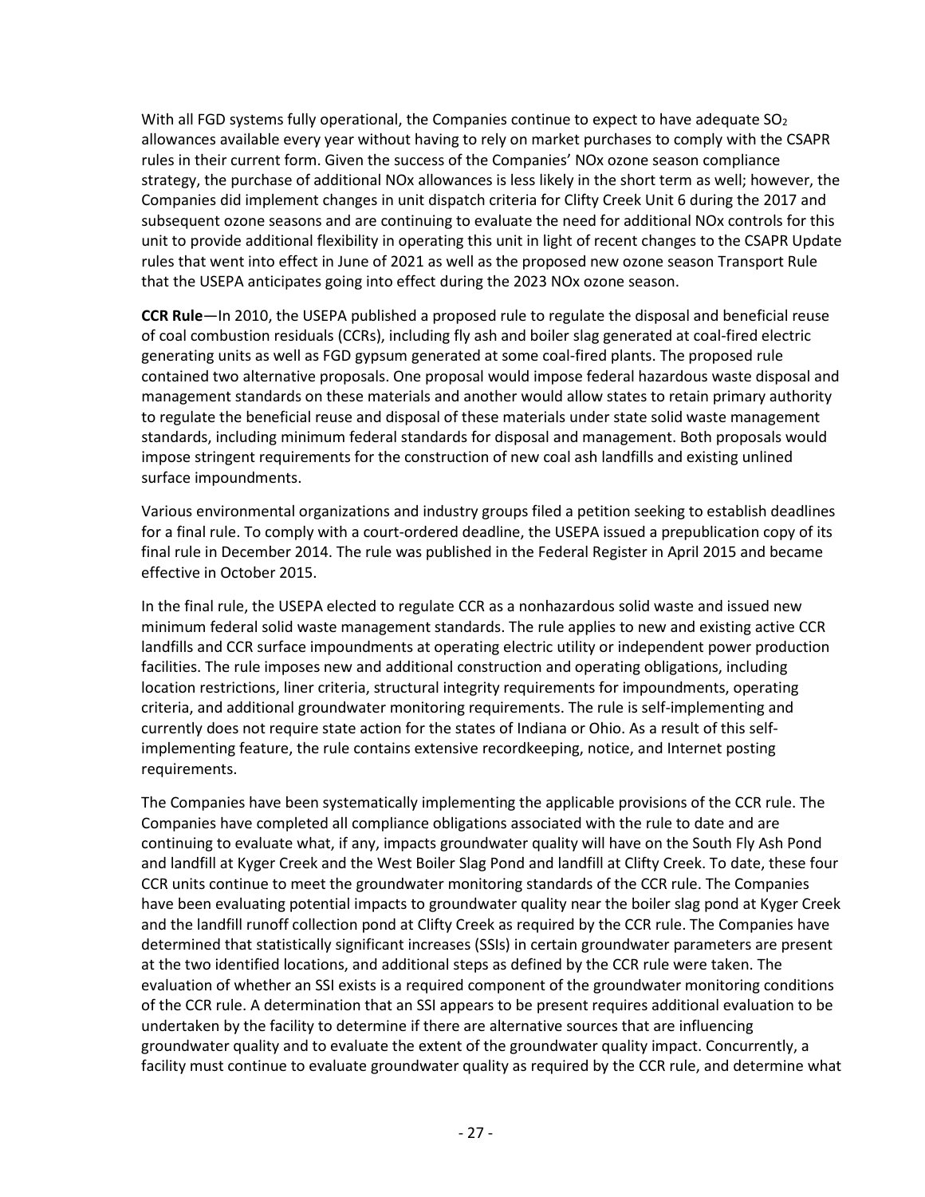With all FGD systems fully operational, the Companies continue to expect to have adequate $SO_2$ allowances available every year without having to rely on market purchases to comply with the CSAPR rules in their current form. Given the success of the Companies' NOx ozone season compliance strategy, the purchase of additional NOx allowances is less likely in the short term as well; however, the Companies did implement changes in unit dispatch criteria for Clifty Creek Unit 6 during the 2017 and subsequent ozone seasons and are continuing to evaluate the need for additional NOx controls for this unit to provide additional flexibility in operating this unit in light of recent changes to the CSAPR Update rules that went into effect in June of 2021 as well as the proposed new ozone season Transport Rule that the USEPA anticipates going into effect during the 2023 NOx ozone season.

**CCR Rule**—In 2010, the USEPA published a proposed rule to regulate the disposal and beneficial reuse of coal combustion residuals (CCRs), including fly ash and boiler slag generated at coal-fired electric generating units as well as FGD gypsum generated at some coal-fired plants. The proposed rule contained two alternative proposals. One proposal would impose federal hazardous waste disposal and management standards on these materials and another would allow states to retain primary authority to regulate the beneficial reuse and disposal of these materials under state solid waste management standards, including minimum federal standards for disposal and management. Both proposals would impose stringent requirements for the construction of new coal ash landfills and existing unlined surface impoundments.

Various environmental organizations and industry groups filed a petition seeking to establish deadlines for a final rule. To comply with a court-ordered deadline, the USEPA issued a prepublication copy of its final rule in December 2014. The rule was published in the Federal Register in April 2015 and became effective in October 2015.

In the final rule, the USEPA elected to regulate CCR as a nonhazardous solid waste and issued new minimum federal solid waste management standards. The rule applies to new and existing active CCR landfills and CCR surface impoundments at operating electric utility or independent power production facilities. The rule imposes new and additional construction and operating obligations, including location restrictions, liner criteria, structural integrity requirements for impoundments, operating criteria, and additional groundwater monitoring requirements. The rule is self-implementing and currently does not require state action for the states of Indiana or Ohio. As a result of this self-implementing feature, the rule contains extensive recordkeeping, notice, and Internet posting requirements.

The Companies have been systematically implementing the applicable provisions of the CCR rule. The Companies have completed all compliance obligations associated with the rule to date and are continuing to evaluate what, if any, impacts groundwater quality will have on the South Fly Ash Pond and landfill at Kyger Creek and the West Boiler Slag Pond and landfill at Clifty Creek. To date, these four CCR units continue to meet the groundwater monitoring standards of the CCR rule. The Companies have been evaluating potential impacts to groundwater quality near the boiler slag pond at Kyger Creek and the landfill runoff collection pond at Clifty Creek as required by the CCR rule. The Companies have determined that statistically significant increases (SSIs) in certain groundwater parameters are present at the two identified locations, and additional steps as defined by the CCR rule were taken. The evaluation of whether an SSI exists is a required component of the groundwater monitoring conditions of the CCR rule. A determination that an SSI appears to be present requires additional evaluation to be undertaken by the facility to determine if there are alternative sources that are influencing groundwater quality and to evaluate the extent of the groundwater quality impact. Concurrently, a facility must continue to evaluate groundwater quality as required by the CCR rule, and determine what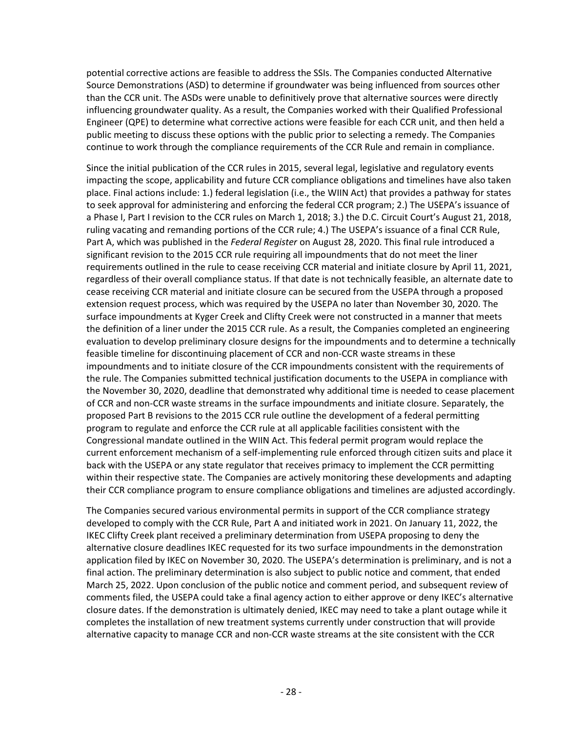potential corrective actions are feasible to address the SSIs. The Companies conducted Alternative Source Demonstrations (ASD) to determine if groundwater was being influenced from sources other than the CCR unit. The ASDs were unable to definitively prove that alternative sources were directly influencing groundwater quality. As a result, the Companies worked with their Qualified Professional Engineer (QPE) to determine what corrective actions were feasible for each CCR unit, and then held a public meeting to discuss these options with the public prior to selecting a remedy. The Companies continue to work through the compliance requirements of the CCR Rule and remain in compliance.

Since the initial publication of the CCR rules in 2015, several legal, legislative and regulatory events impacting the scope, applicability and future CCR compliance obligations and timelines have also taken place. Final actions include: 1.) federal legislation (i.e., the WIIN Act) that provides a pathway for states to seek approval for administering and enforcing the federal CCR program; 2.) The USEPA's issuance of a Phase I, Part I revision to the CCR rules on March 1, 2018; 3.) the D.C. Circuit Court's August 21, 2018, ruling vacating and remanding portions of the CCR rule; 4.) The USEPA's issuance of a final CCR Rule, Part A, which was published in the *Federal Register* on August 28, 2020. This final rule introduced a significant revision to the 2015 CCR rule requiring all impoundments that do not meet the liner requirements outlined in the rule to cease receiving CCR material and initiate closure by April 11, 2021, regardless of their overall compliance status. If that date is not technically feasible, an alternate date to cease receiving CCR material and initiate closure can be secured from the USEPA through a proposed extension request process, which was required by the USEPA no later than November 30, 2020. The surface impoundments at Kyger Creek and Clifty Creek were not constructed in a manner that meets the definition of a liner under the 2015 CCR rule. As a result, the Companies completed an engineering evaluation to develop preliminary closure designs for the impoundments and to determine a technically feasible timeline for discontinuing placement of CCR and non-CCR waste streams in these impoundments and to initiate closure of the CCR impoundments consistent with the requirements of the rule. The Companies submitted technical justification documents to the USEPA in compliance with the November 30, 2020, deadline that demonstrated why additional time is needed to cease placement of CCR and non-CCR waste streams in the surface impoundments and initiate closure. Separately, the proposed Part B revisions to the 2015 CCR rule outline the development of a federal permitting program to regulate and enforce the CCR rule at all applicable facilities consistent with the Congressional mandate outlined in the WIIN Act. This federal permit program would replace the current enforcement mechanism of a self-implementing rule enforced through citizen suits and place it back with the USEPA or any state regulator that receives primacy to implement the CCR permitting within their respective state. The Companies are actively monitoring these developments and adapting their CCR compliance program to ensure compliance obligations and timelines are adjusted accordingly.

The Companies secured various environmental permits in support of the CCR compliance strategy developed to comply with the CCR Rule, Part A and initiated work in 2021. On January 11, 2022, the IKEC Clifty Creek plant received a preliminary determination from USEPA proposing to deny the alternative closure deadlines IKEC requested for its two surface impoundments in the demonstration application filed by IKEC on November 30, 2020. The USEPA's determination is preliminary, and is not a final action. The preliminary determination is also subject to public notice and comment, that ended March 25, 2022. Upon conclusion of the public notice and comment period, and subsequent review of comments filed, the USEPA could take a final agency action to either approve or deny IKEC's alternative closure dates. If the demonstration is ultimately denied, IKEC may need to take a plant outage while it completes the installation of new treatment systems currently under construction that will provide alternative capacity to manage CCR and non-CCR waste streams at the site consistent with the CCR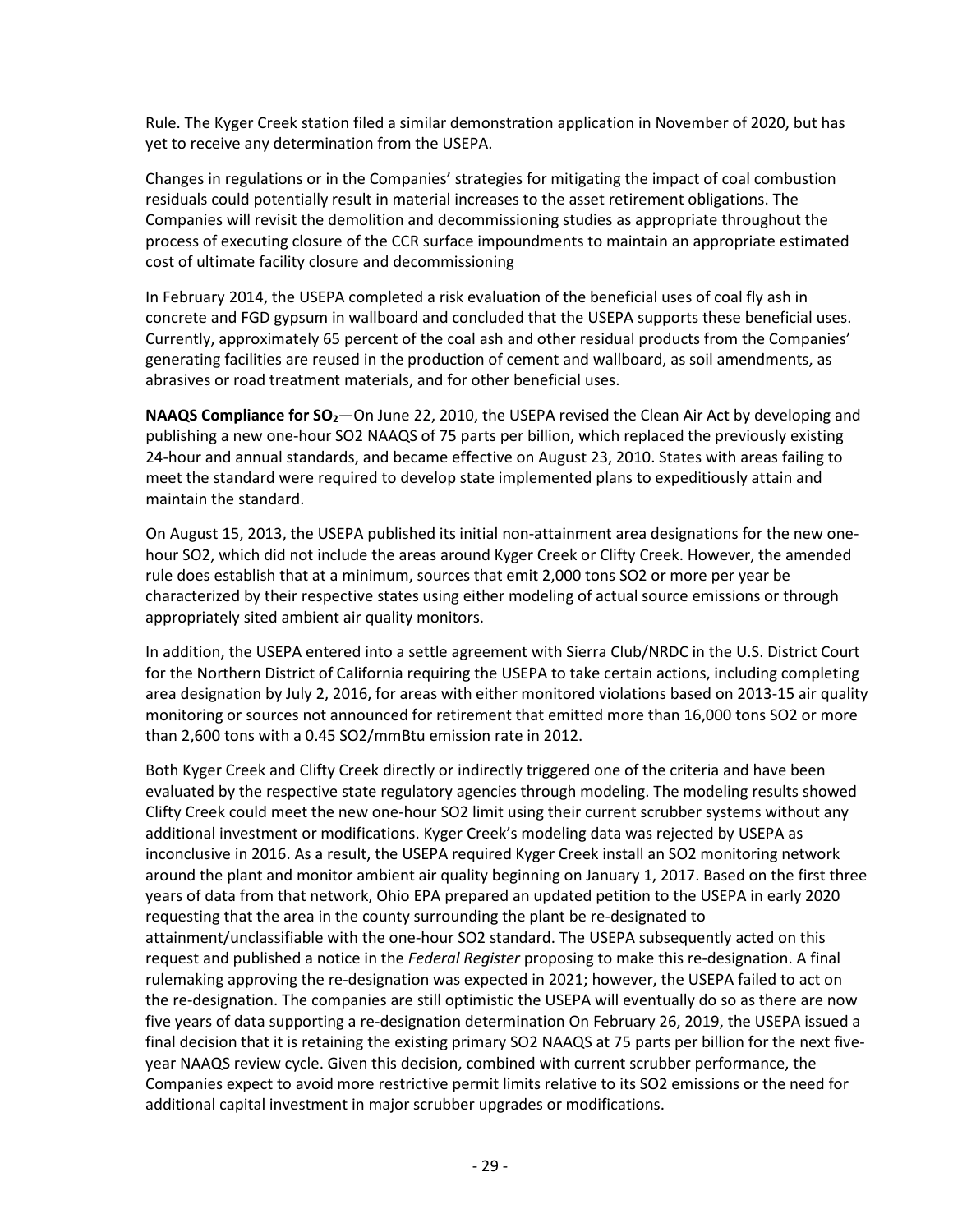Rule. The Kyger Creek station filed a similar demonstration application in November of 2020, but has yet to receive any determination from the USEPA.

Changes in regulations or in the Companies' strategies for mitigating the impact of coal combustion residuals could potentially result in material increases to the asset retirement obligations. The Companies will revisit the demolition and decommissioning studies as appropriate throughout the process of executing closure of the CCR surface impoundments to maintain an appropriate estimated cost of ultimate facility closure and decommissioning

In February 2014, the USEPA completed a risk evaluation of the beneficial uses of coal fly ash in concrete and FGD gypsum in wallboard and concluded that the USEPA supports these beneficial uses. Currently, approximately 65 percent of the coal ash and other residual products from the Companies' generating facilities are reused in the production of cement and wallboard, as soil amendments, as abrasives or road treatment materials, and for other beneficial uses.

**NAAQS Compliance for $SO_2$**—On June 22, 2010, the USEPA revised the Clean Air Act by developing and publishing a new one-hour SO2 NAAQS of 75 parts per billion, which replaced the previously existing 24-hour and annual standards, and became effective on August 23, 2010. States with areas failing to meet the standard were required to develop state implemented plans to expeditiously attain and maintain the standard.

On August 15, 2013, the USEPA published its initial non-attainment area designations for the new one-hour SO2, which did not include the areas around Kyger Creek or Clifty Creek. However, the amended rule does establish that at a minimum, sources that emit 2,000 tons SO2 or more per year be characterized by their respective states using either modeling of actual source emissions or through appropriately sited ambient air quality monitors.

In addition, the USEPA entered into a settle agreement with Sierra Club/NRDC in the U.S. District Court for the Northern District of California requiring the USEPA to take certain actions, including completing area designation by July 2, 2016, for areas with either monitored violations based on 2013-15 air quality monitoring or sources not announced for retirement that emitted more than 16,000 tons SO2 or more than 2,600 tons with a 0.45 SO2/mmBtu emission rate in 2012.

Both Kyger Creek and Clifty Creek directly or indirectly triggered one of the criteria and have been evaluated by the respective state regulatory agencies through modeling. The modeling results showed Clifty Creek could meet the new one-hour SO2 limit using their current scrubber systems without any additional investment or modifications. Kyger Creek's modeling data was rejected by USEPA as inconclusive in 2016. As a result, the USEPA required Kyger Creek install an SO2 monitoring network around the plant and monitor ambient air quality beginning on January 1, 2017. Based on the first three years of data from that network, Ohio EPA prepared an updated petition to the USEPA in early 2020 requesting that the area in the county surrounding the plant be re-designated to attainment/unclassifiable with the one-hour SO2 standard. The USEPA subsequently acted on this request and published a notice in the *Federal Register* proposing to make this re-designation. A final rulemaking approving the re-designation was expected in 2021; however, the USEPA failed to act on the re-designation. The companies are still optimistic the USEPA will eventually do so as there are now five years of data supporting a re-designation determination On February 26, 2019, the USEPA issued a final decision that it is retaining the existing primary SO2 NAAQS at 75 parts per billion for the next five-year NAAQS review cycle. Given this decision, combined with current scrubber performance, the Companies expect to avoid more restrictive permit limits relative to its SO2 emissions or the need for additional capital investment in major scrubber upgrades or modifications.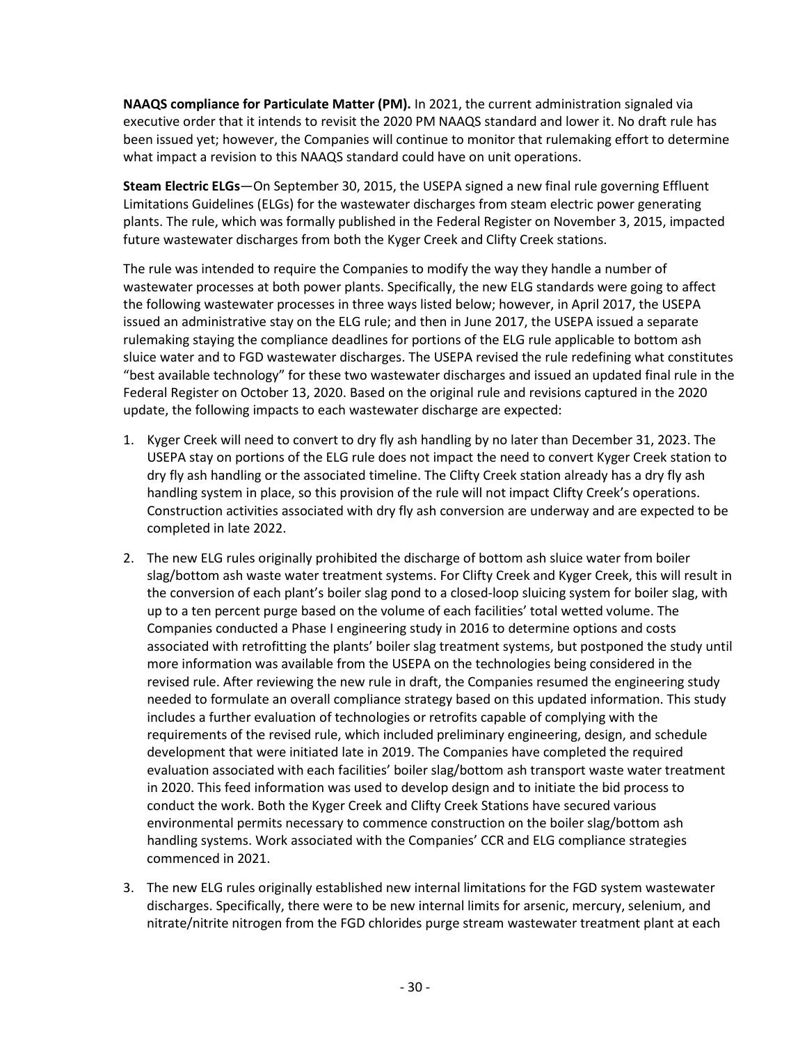**NAAQS compliance for Particulate Matter (PM).** In 2021, the current administration signaled via executive order that it intends to revisit the 2020 PM NAAQS standard and lower it. No draft rule has been issued yet; however, the Companies will continue to monitor that rulemaking effort to determine what impact a revision to this NAAQS standard could have on unit operations.

**Steam Electric ELGs**—On September 30, 2015, the USEPA signed a new final rule governing Effluent Limitations Guidelines (ELGs) for the wastewater discharges from steam electric power generating plants. The rule, which was formally published in the Federal Register on November 3, 2015, impacted future wastewater discharges from both the Kyger Creek and Clifty Creek stations.

The rule was intended to require the Companies to modify the way they handle a number of wastewater processes at both power plants. Specifically, the new ELG standards were going to affect the following wastewater processes in three ways listed below; however, in April 2017, the USEPA issued an administrative stay on the ELG rule; and then in June 2017, the USEPA issued a separate rulemaking staying the compliance deadlines for portions of the ELG rule applicable to bottom ash sluice water and to FGD wastewater discharges. The USEPA revised the rule redefining what constitutes "best available technology" for these two wastewater discharges and issued an updated final rule in the Federal Register on October 13, 2020. Based on the original rule and revisions captured in the 2020 update, the following impacts to each wastewater discharge are expected:

1. Kyger Creek will need to convert to dry fly ash handling by no later than December 31, 2023. The USEPA stay on portions of the ELG rule does not impact the need to convert Kyger Creek station to dry fly ash handling or the associated timeline. The Clifty Creek station already has a dry fly ash handling system in place, so this provision of the rule will not impact Clifty Creek's operations. Construction activities associated with dry fly ash conversion are underway and are expected to be completed in late 2022.

2. The new ELG rules originally prohibited the discharge of bottom ash sluice water from boiler slag/bottom ash waste water treatment systems. For Clifty Creek and Kyger Creek, this will result in the conversion of each plant's boiler slag pond to a closed-loop sluicing system for boiler slag, with up to a ten percent purge based on the volume of each facilities' total wetted volume. The Companies conducted a Phase I engineering study in 2016 to determine options and costs associated with retrofitting the plants' boiler slag treatment systems, but postponed the study until more information was available from the USEPA on the technologies being considered in the revised rule. After reviewing the new rule in draft, the Companies resumed the engineering study needed to formulate an overall compliance strategy based on this updated information. This study includes a further evaluation of technologies or retrofits capable of complying with the requirements of the revised rule, which included preliminary engineering, design, and schedule development that were initiated late in 2019. The Companies have completed the required evaluation associated with each facilities' boiler slag/bottom ash transport waste water treatment in 2020. This feed information was used to develop design and to initiate the bid process to conduct the work. Both the Kyger Creek and Clifty Creek Stations have secured various environmental permits necessary to commence construction on the boiler slag/bottom ash handling systems. Work associated with the Companies' CCR and ELG compliance strategies commenced in 2021.

3. The new ELG rules originally established new internal limitations for the FGD system wastewater discharges. Specifically, there were to be new internal limits for arsenic, mercury, selenium, and nitrate/nitrite nitrogen from the FGD chlorides purge stream wastewater treatment plant at each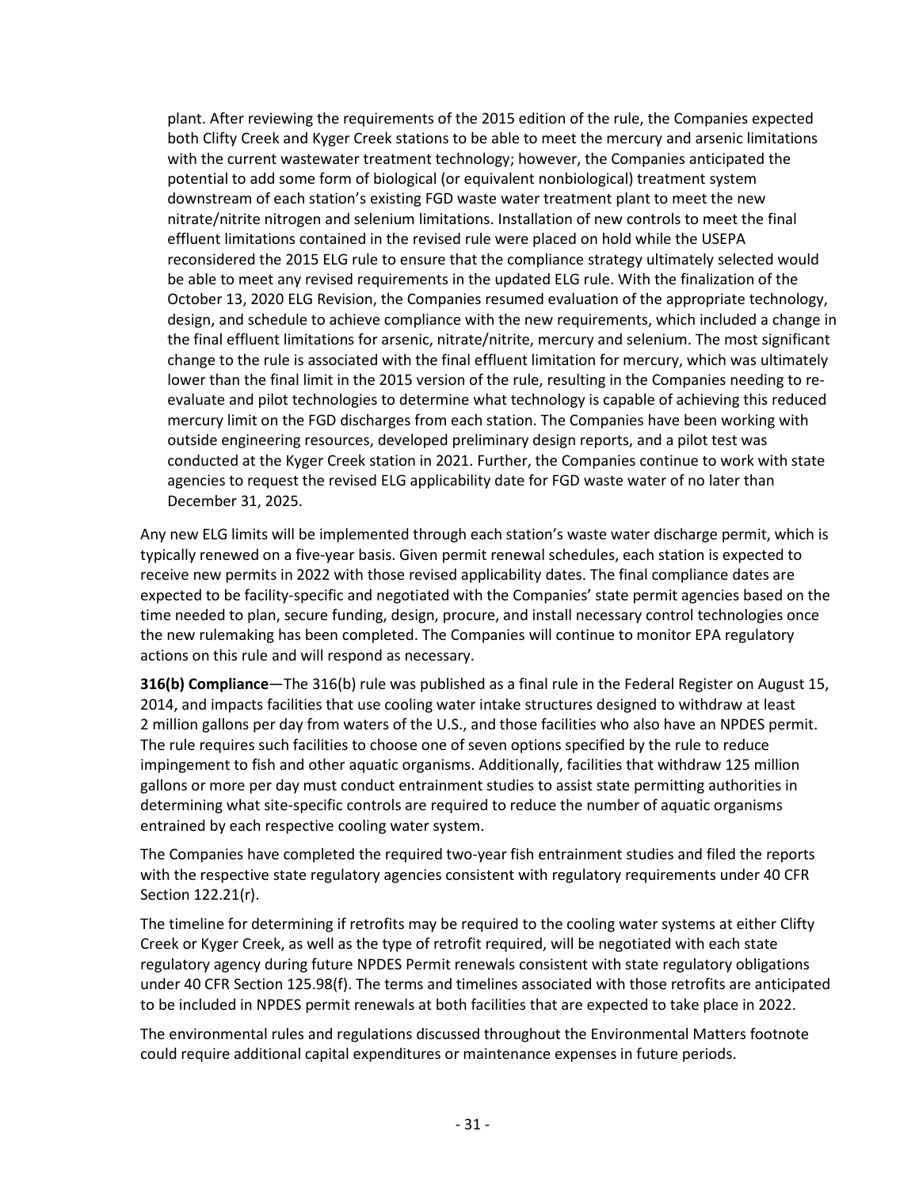plant. After reviewing the requirements of the 2015 edition of the rule, the Companies expected both Clifty Creek and Kyger Creek stations to be able to meet the mercury and arsenic limitations with the current wastewater treatment technology; however, the Companies anticipated the potential to add some form of biological (or equivalent nonbiological) treatment system downstream of each station's existing FGD waste water treatment plant to meet the new nitrate/nitrite nitrogen and selenium limitations. Installation of new controls to meet the final effluent limitations contained in the revised rule were placed on hold while the USEPA reconsidered the 2015 ELG rule to ensure that the compliance strategy ultimately selected would be able to meet any revised requirements in the updated ELG rule. With the finalization of the October 13, 2020 ELG Revision, the Companies resumed evaluation of the appropriate technology, design, and schedule to achieve compliance with the new requirements, which included a change in the final effluent limitations for arsenic, nitrate/nitrite, mercury and selenium. The most significant change to the rule is associated with the final effluent limitation for mercury, which was ultimately lower than the final limit in the 2015 version of the rule, resulting in the Companies needing to re-evaluate and pilot technologies to determine what technology is capable of achieving this reduced mercury limit on the FGD discharges from each station. The Companies have been working with outside engineering resources, developed preliminary design reports, and a pilot test was conducted at the Kyger Creek station in 2021. Further, the Companies continue to work with state agencies to request the revised ELG applicability date for FGD waste water of no later than December 31, 2025.

Any new ELG limits will be implemented through each station's waste water discharge permit, which is typically renewed on a five-year basis. Given permit renewal schedules, each station is expected to receive new permits in 2022 with those revised applicability dates. The final compliance dates are expected to be facility-specific and negotiated with the Companies' state permit agencies based on the time needed to plan, secure funding, design, procure, and install necessary control technologies once the new rulemaking has been completed. The Companies will continue to monitor EPA regulatory actions on this rule and will respond as necessary.

**316(b) Compliance**—The 316(b) rule was published as a final rule in the Federal Register on August 15, 2014, and impacts facilities that use cooling water intake structures designed to withdraw at least 2 million gallons per day from waters of the U.S., and those facilities who also have an NPDES permit. The rule requires such facilities to choose one of seven options specified by the rule to reduce impingement to fish and other aquatic organisms. Additionally, facilities that withdraw 125 million gallons or more per day must conduct entrainment studies to assist state permitting authorities in determining what site-specific controls are required to reduce the number of aquatic organisms entrained by each respective cooling water system.

The Companies have completed the required two-year fish entrainment studies and filed the reports with the respective state regulatory agencies consistent with regulatory requirements under 40 CFR Section 122.21(r).

The timeline for determining if retrofits may be required to the cooling water systems at either Clifty Creek or Kyger Creek, as well as the type of retrofit required, will be negotiated with each state regulatory agency during future NPDES Permit renewals consistent with state regulatory obligations under 40 CFR Section 125.98(f). The terms and timelines associated with those retrofits are anticipated to be included in NPDES permit renewals at both facilities that are expected to take place in 2022.

The environmental rules and regulations discussed throughout the Environmental Matters footnote could require additional capital expenditures or maintenance expenses in future periods.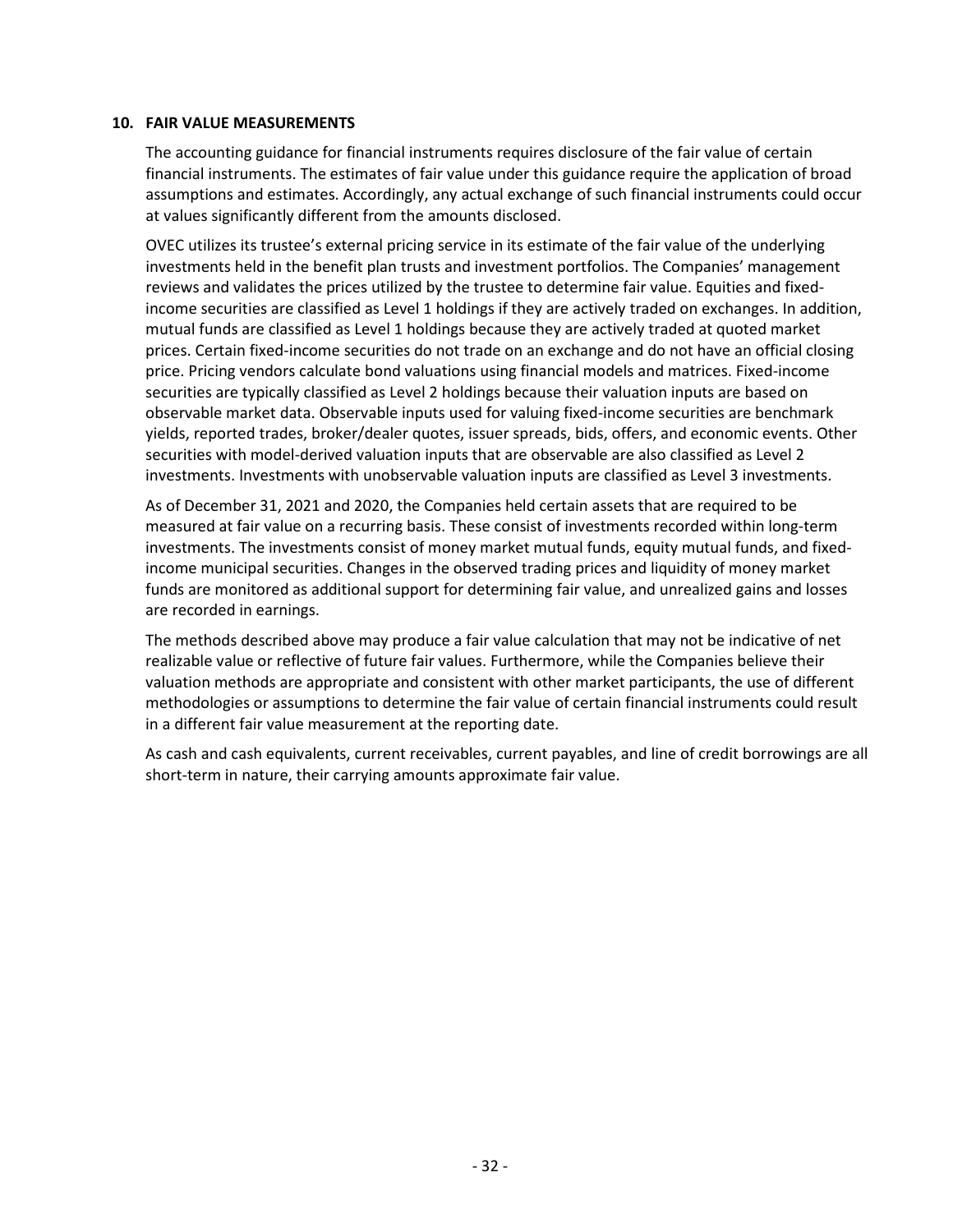## 10. FAIR VALUE MEASUREMENTS

The accounting guidance for financial instruments requires disclosure of the fair value of certain financial instruments. The estimates of fair value under this guidance require the application of broad assumptions and estimates. Accordingly, any actual exchange of such financial instruments could occur at values significantly different from the amounts disclosed.

OVEC utilizes its trustee's external pricing service in its estimate of the fair value of the underlying investments held in the benefit plan trusts and investment portfolios. The Companies' management reviews and validates the prices utilized by the trustee to determine fair value. Equities and fixed-income securities are classified as Level 1 holdings if they are actively traded on exchanges. In addition, mutual funds are classified as Level 1 holdings because they are actively traded at quoted market prices. Certain fixed-income securities do not trade on an exchange and do not have an official closing price. Pricing vendors calculate bond valuations using financial models and matrices. Fixed-income securities are typically classified as Level 2 holdings because their valuation inputs are based on observable market data. Observable inputs used for valuing fixed-income securities are benchmark yields, reported trades, broker/dealer quotes, issuer spreads, bids, offers, and economic events. Other securities with model-derived valuation inputs that are observable are also classified as Level 2 investments. Investments with unobservable valuation inputs are classified as Level 3 investments.

As of December 31, 2021 and 2020, the Companies held certain assets that are required to be measured at fair value on a recurring basis. These consist of investments recorded within long-term investments. The investments consist of money market mutual funds, equity mutual funds, and fixed-income municipal securities. Changes in the observed trading prices and liquidity of money market funds are monitored as additional support for determining fair value, and unrealized gains and losses are recorded in earnings.

The methods described above may produce a fair value calculation that may not be indicative of net realizable value or reflective of future fair values. Furthermore, while the Companies believe their valuation methods are appropriate and consistent with other market participants, the use of different methodologies or assumptions to determine the fair value of certain financial instruments could result in a different fair value measurement at the reporting date.

As cash and cash equivalents, current receivables, current payables, and line of credit borrowings are all short-term in nature, their carrying amounts approximate fair value.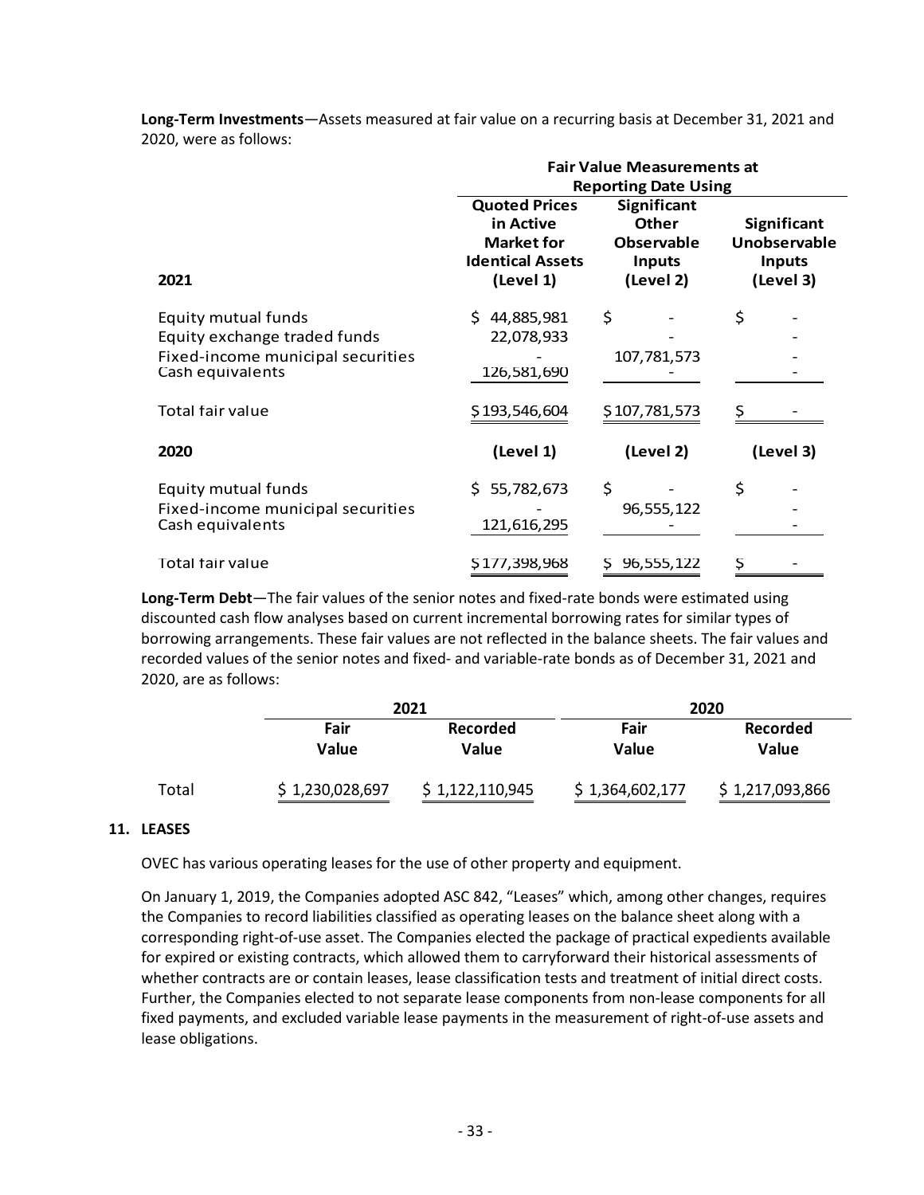**Long-Term Investments**—Assets measured at fair value on a recurring basis at December 31, 2021 and 2020, were as follows:

| | Fair Value Measurements at Reporting Date Using | | |
|---|---|---|---|
| **2021** | **Quoted Prices in Active Market for Identical Assets (Level 1)** | **Significant Other Observable Inputs (Level 2)** | **Significant Unobservable Inputs (Level 3)** |
| Equity mutual funds | $ 44,885,981 | $ - | $ - |
| Equity exchange traded funds | 22,078,933 | - | - |
| Fixed-income municipal securities | - | 107,781,573 | - |
| Cash equivalents | 126,581,690 | - | - |
| Total fair value | $ 193,546,604 | $ 107,781,573 | $ - |
| **2020** | **(Level 1)** | **(Level 2)** | **(Level 3)** |
| Equity mutual funds | $ 55,782,673 | $ - | $ - |
| Fixed-income municipal securities | - | 96,555,122 | - |
| Cash equivalents | 121,616,295 | - | - |
| Total fair value | $ 177,398,968 | $ 96,555,122 | $ - |

**Long-Term Debt**—The fair values of the senior notes and fixed-rate bonds were estimated using discounted cash flow analyses based on current incremental borrowing rates for similar types of borrowing arrangements. These fair values are not reflected in the balance sheets. The fair values and recorded values of the senior notes and fixed- and variable-rate bonds as of December 31, 2021 and 2020, are as follows:

| | 2021 | | 2020 | |
|---|---|---|---|---|
| | **Fair Value** | **Recorded Value** | **Fair Value** | **Recorded Value** |
| Total | $ 1,230,028,697 | $ 1,122,110,945 | $ 1,364,602,177 | $ 1,217,093,866 |

## 11. LEASES

OVEC has various operating leases for the use of other property and equipment.

On January 1, 2019, the Companies adopted ASC 842, "Leases" which, among other changes, requires the Companies to record liabilities classified as operating leases on the balance sheet along with a corresponding right-of-use asset. The Companies elected the package of practical expedients available for expired or existing contracts, which allowed them to carryforward their historical assessments of whether contracts are or contain leases, lease classification tests and treatment of initial direct costs. Further, the Companies elected to not separate lease components from non-lease components for all fixed payments, and excluded variable lease payments in the measurement of right-of-use assets and lease obligations.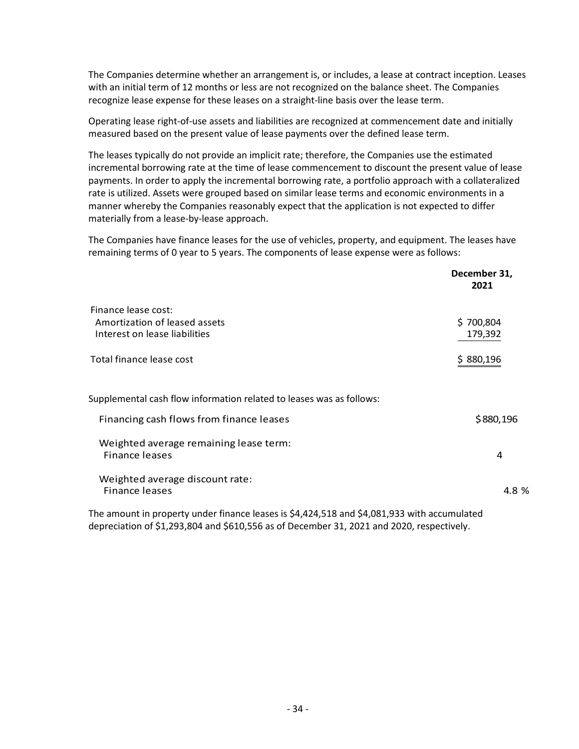The Companies determine whether an arrangement is, or includes, a lease at contract inception. Leases with an initial term of 12 months or less are not recognized on the balance sheet. The Companies recognize lease expense for these leases on a straight-line basis over the lease term.

Operating lease right-of-use assets and liabilities are recognized at commencement date and initially measured based on the present value of lease payments over the defined lease term.

The leases typically do not provide an implicit rate; therefore, the Companies use the estimated incremental borrowing rate at the time of lease commencement to discount the present value of lease payments. In order to apply the incremental borrowing rate, a portfolio approach with a collateralized rate is utilized. Assets were grouped based on similar lease terms and economic environments in a manner whereby the Companies reasonably expect that the application is not expected to differ materially from a lease-by-lease approach.

The Companies have finance leases for the use of vehicles, property, and equipment. The leases have remaining terms of 0 year to 5 years. The components of lease expense were as follows:

| | **December 31, 2021** |
|---|---|
| Finance lease cost: | |
| Amortization of leased assets | $ 700,804 |
| Interest on lease liabilities | 179,392 |
| Total finance lease cost | $ 880,196 |

Supplemental cash flow information related to leases was as follows:

| | |
|---|---|
| Financing cash flows from finance leases | $880,196 |
| Weighted average remaining lease term: | |
| Finance leases | 4 |
| Weighted average discount rate: | |
| Finance leases | 4.8 % |

The amount in property under finance leases is $4,424,518 and $4,081,933 with accumulated depreciation of $1,293,804 and $610,556 as of December 31, 2021 and 2020, respectively.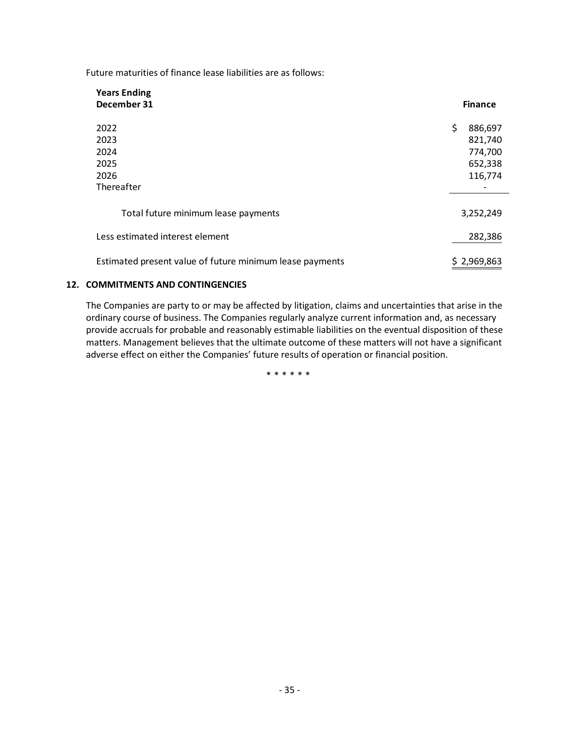Future maturities of finance lease liabilities are as follows:

| Years Ending December 31 | Finance |
|---|---|
| 2022 | $ 886,697 |
| 2023 | 821,740 |
| 2024 | 774,700 |
| 2025 | 652,338 |
| 2026 | 116,774 |
| Thereafter | - |
| Total future minimum lease payments | 3,252,249 |
| Less estimated interest element | 282,386 |
| Estimated present value of future minimum lease payments | $ 2,969,863 |

## 12. COMMITMENTS AND CONTINGENCIES

The Companies are party to or may be affected by litigation, claims and uncertainties that arise in the ordinary course of business. The Companies regularly analyze current information and, as necessary provide accruals for probable and reasonably estimable liabilities on the eventual disposition of these matters. Management believes that the ultimate outcome of these matters will not have a significant adverse effect on either the Companies' future results of operation or financial position.

* * * * * *